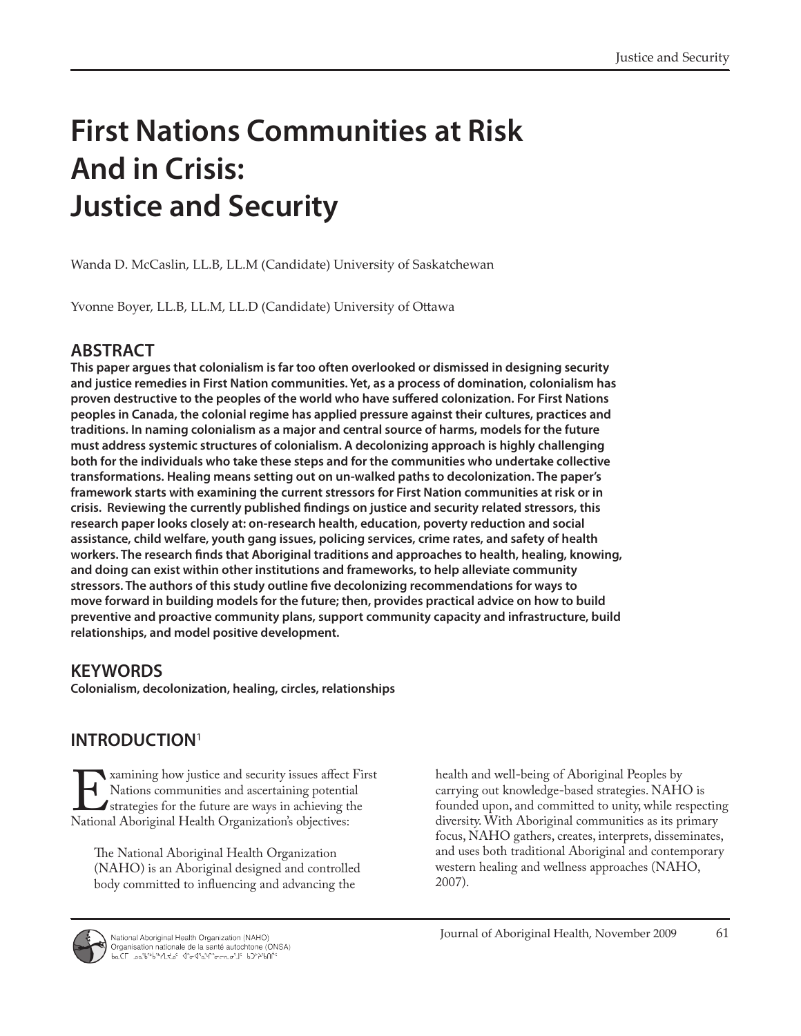# First Nations Communities at Risk And in Crisis: Justice and Security

Wanda D. McCaslin, LL.B, LL.M (Candidate) University of Saskatchewan

Yvonne Boyer, LL.B, LL.M, LL.D (Candidate) University of Ottawa

## ABSTRACT

**This paper argues that colonialism is far too often overlooked or dismissed in designing security and justice remedies in First Nation communities. Yet, as a process of domination, colonialism has proven destructive to the peoples of the world who have suffered colonization. For First Nations peoples in Canada, the colonial regime has applied pressure against their cultures, practices and traditions. In naming colonialism as a major and central source of harms, models for the future must address systemic structures of colonialism. A decolonizing approach is highly challenging both for the individuals who take these steps and for the communities who undertake collective transformations. Healing means setting out on un-walked paths to decolonization. The paper's framework starts with examining the current stressors for First Nation communities at risk or in crisis. Reviewing the currently published findings on justice and security related stressors, this research paper looks closely at: on-research health, education, poverty reduction and social assistance, child welfare, youth gang issues, policing services, crime rates, and safety of health workers. The research finds that Aboriginal traditions and approaches to health, healing, knowing, and doing can exist within other institutions and frameworks, to help alleviate community stressors. The authors of this study outline five decolonizing recommendations for ways to move forward in building models for the future; then, provides practical advice on how to build preventive and proactive community plans, support community capacity and infrastructure, build relationships, and model positive development.**

## KEYWORDS

**Colonialism, decolonization, healing, circles, relationships**

## INTRODUCTION[1]

Examining how justice and security issues affect First Nations communities and ascertaining potential strategies for the future are ways in achieving the National Aboriginal Health Organization's objectives:

> The National Aboriginal Health Organization (NAHO) is an Aboriginal designed and controlled body committed to influencing and advancing the health and well-being of Aboriginal Peoples by carrying out knowledge-based strategies. NAHO is founded upon, and committed to unity, while respecting diversity. With Aboriginal communities as its primary focus, NAHO gathers, creates, interprets, disseminates, and uses both traditional Aboriginal and contemporary western healing and wellness approaches (NAHO, 2007).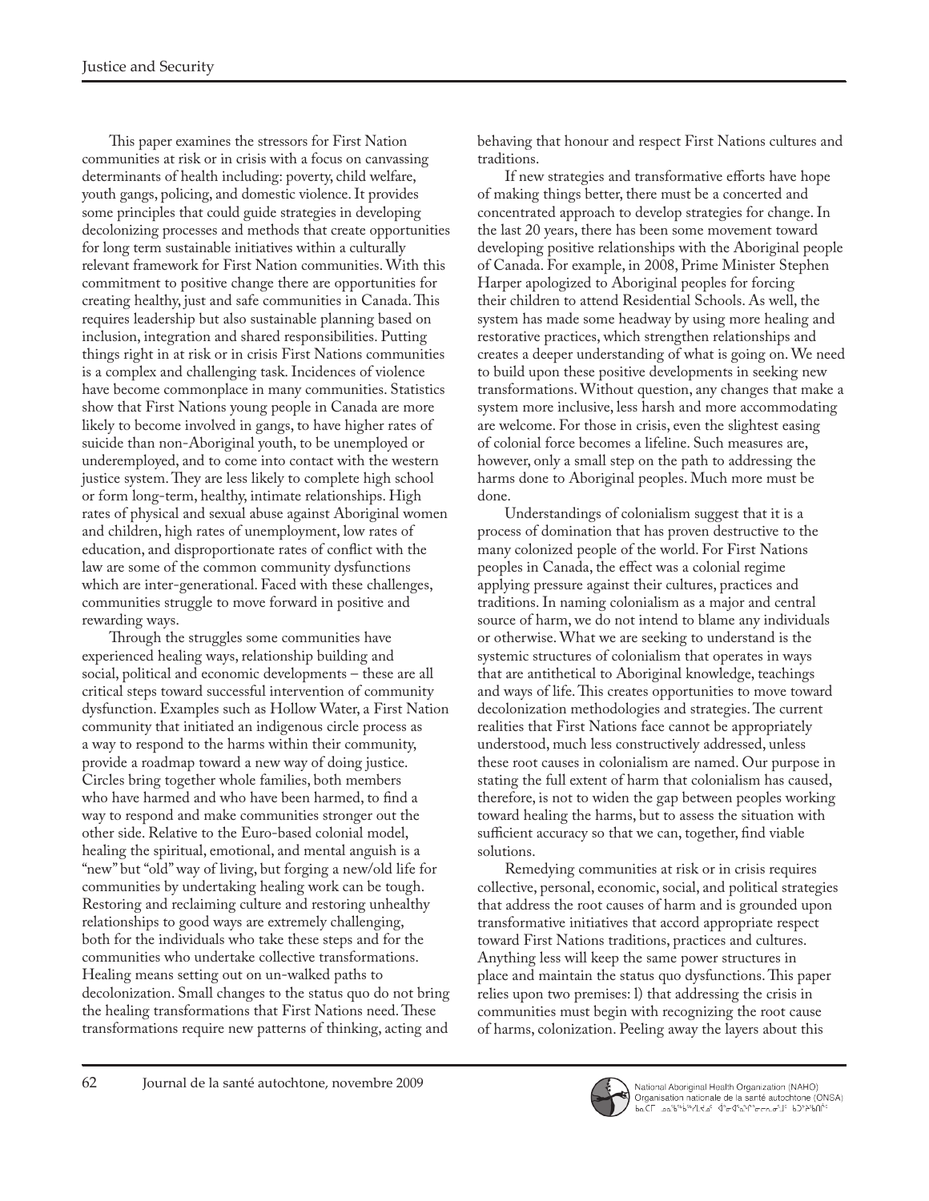This paper examines the stressors for First Nation communities at risk or in crisis with a focus on canvassing determinants of health including: poverty, child welfare, youth gangs, policing, and domestic violence. It provides some principles that could guide strategies in developing decolonizing processes and methods that create opportunities for long term sustainable initiatives within a culturally relevant framework for First Nation communities. With this commitment to positive change there are opportunities for creating healthy, just and safe communities in Canada. This requires leadership but also sustainable planning based on inclusion, integration and shared responsibilities. Putting things right in at risk or in crisis First Nations communities is a complex and challenging task. Incidences of violence have become commonplace in many communities. Statistics show that First Nations young people in Canada are more likely to become involved in gangs, to have higher rates of suicide than non-Aboriginal youth, to be unemployed or underemployed, and to come into contact with the western justice system. They are less likely to complete high school or form long-term, healthy, intimate relationships. High rates of physical and sexual abuse against Aboriginal women and children, high rates of unemployment, low rates of education, and disproportionate rates of conflict with the law are some of the common community dysfunctions which are inter-generational. Faced with these challenges, communities struggle to move forward in positive and rewarding ways.

Through the struggles some communities have experienced healing ways, relationship building and social, political and economic developments – these are all critical steps toward successful intervention of community dysfunction. Examples such as Hollow Water, a First Nation community that initiated an indigenous circle process as a way to respond to the harms within their community, provide a roadmap toward a new way of doing justice. Circles bring together whole families, both members who have harmed and who have been harmed, to find a way to respond and make communities stronger out the other side. Relative to the Euro-based colonial model, healing the spiritual, emotional, and mental anguish is a "new" but "old" way of living, but forging a new/old life for communities by undertaking healing work can be tough. Restoring and reclaiming culture and restoring unhealthy relationships to good ways are extremely challenging, both for the individuals who take these steps and for the communities who undertake collective transformations. Healing means setting out on un-walked paths to decolonization. Small changes to the status quo do not bring the healing transformations that First Nations need. These transformations require new patterns of thinking, acting and behaving that honour and respect First Nations cultures and traditions.

If new strategies and transformative efforts have hope of making things better, there must be a concerted and concentrated approach to develop strategies for change. In the last 20 years, there has been some movement toward developing positive relationships with the Aboriginal people of Canada. For example, in 2008, Prime Minister Stephen Harper apologized to Aboriginal peoples for forcing their children to attend Residential Schools. As well, the system has made some headway by using more healing and restorative practices, which strengthen relationships and creates a deeper understanding of what is going on. We need to build upon these positive developments in seeking new transformations. Without question, any changes that make a system more inclusive, less harsh and more accommodating are welcome. For those in crisis, even the slightest easing of colonial force becomes a lifeline. Such measures are, however, only a small step on the path to addressing the harms done to Aboriginal peoples. Much more must be done.

Understandings of colonialism suggest that it is a process of domination that has proven destructive to the many colonized people of the world. For First Nations peoples in Canada, the effect was a colonial regime applying pressure against their cultures, practices and traditions. In naming colonialism as a major and central source of harm, we do not intend to blame any individuals or otherwise. What we are seeking to understand is the systemic structures of colonialism that operates in ways that are antithetical to Aboriginal knowledge, teachings and ways of life. This creates opportunities to move toward decolonization methodologies and strategies. The current realities that First Nations face cannot be appropriately understood, much less constructively addressed, unless these root causes in colonialism are named. Our purpose in stating the full extent of harm that colonialism has caused, therefore, is not to widen the gap between peoples working toward healing the harms, but to assess the situation with sufficient accuracy so that we can, together, find viable solutions.

Remedying communities at risk or in crisis requires collective, personal, economic, social, and political strategies that address the root causes of harm and is grounded upon transformative initiatives that accord appropriate respect toward First Nations traditions, practices and cultures. Anything less will keep the same power structures in place and maintain the status quo dysfunctions. This paper relies upon two premises: 1) that addressing the crisis in communities must begin with recognizing the root cause of harms, colonization. Peeling away the layers about this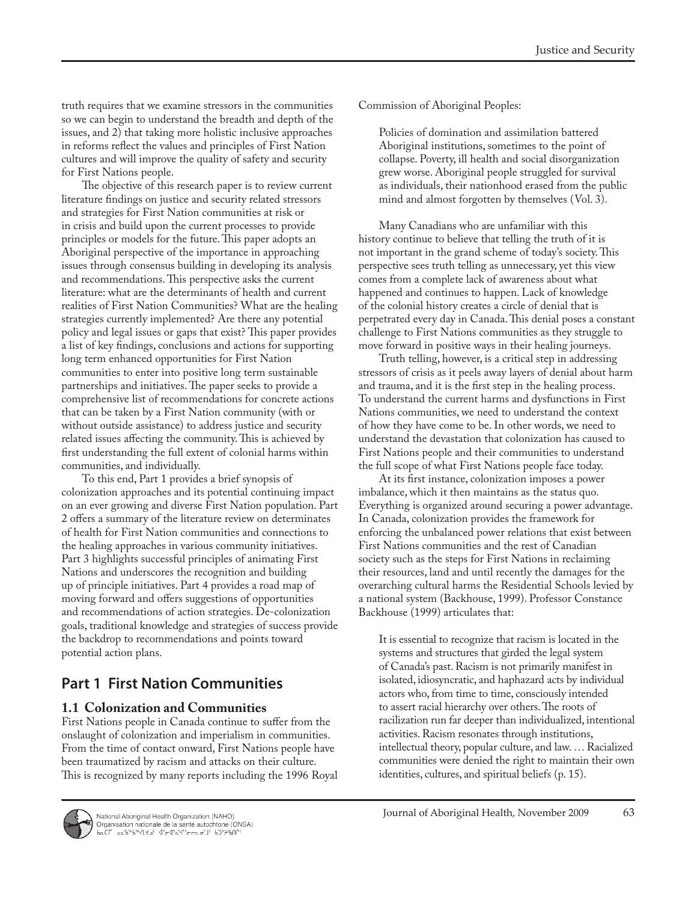truth requires that we examine stressors in the communities so we can begin to understand the breadth and depth of the issues, and 2) that taking more holistic inclusive approaches in reforms reflect the values and principles of First Nation cultures and will improve the quality of safety and security for First Nations people.

The objective of this research paper is to review current literature findings on justice and security related stressors and strategies for First Nation communities at risk or in crisis and build upon the current processes to provide principles or models for the future. This paper adopts an Aboriginal perspective of the importance in approaching issues through consensus building in developing its analysis and recommendations. This perspective asks the current literature: what are the determinants of health and current realities of First Nation Communities? What are the healing strategies currently implemented? Are there any potential policy and legal issues or gaps that exist? This paper provides a list of key findings, conclusions and actions for supporting long term enhanced opportunities for First Nation communities to enter into positive long term sustainable partnerships and initiatives. The paper seeks to provide a comprehensive list of recommendations for concrete actions that can be taken by a First Nation community (with or without outside assistance) to address justice and security related issues affecting the community. This is achieved by first understanding the full extent of colonial harms within communities, and individually.

To this end, Part 1 provides a brief synopsis of colonization approaches and its potential continuing impact on an ever growing and diverse First Nation population. Part 2 offers a summary of the literature review on determinates of health for First Nation communities and connections to the healing approaches in various community initiatives. Part 3 highlights successful principles of animating First Nations and underscores the recognition and building up of principle initiatives. Part 4 provides a road map of moving forward and offers suggestions of opportunities and recommendations of action strategies. De-colonization goals, traditional knowledge and strategies of success provide the backdrop to recommendations and points toward potential action plans.

## Part 1 First Nation Communities

### 1.1 Colonization and Communities

First Nations people in Canada continue to suffer from the onslaught of colonization and imperialism in communities. From the time of contact onward, First Nations people have been traumatized by racism and attacks on their culture. This is recognized by many reports including the 1996 Royal Commission of Aboriginal Peoples:

> Policies of domination and assimilation battered Aboriginal institutions, sometimes to the point of collapse. Poverty, ill health and social disorganization grew worse. Aboriginal people struggled for survival as individuals, their nationhood erased from the public mind and almost forgotten by themselves (Vol. 3).

Many Canadians who are unfamiliar with this history continue to believe that telling the truth of it is not important in the grand scheme of today's society. This perspective sees truth telling as unnecessary, yet this view comes from a complete lack of awareness about what happened and continues to happen. Lack of knowledge of the colonial history creates a circle of denial that is perpetrated every day in Canada. This denial poses a constant challenge to First Nations communities as they struggle to move forward in positive ways in their healing journeys.

Truth telling, however, is a critical step in addressing stressors of crisis as it peels away layers of denial about harm and trauma, and it is the first step in the healing process. To understand the current harms and dysfunctions in First Nations communities, we need to understand the context of how they have come to be. In other words, we need to understand the devastation that colonization has caused to First Nations people and their communities to understand the full scope of what First Nations people face today.

At its first instance, colonization imposes a power imbalance, which it then maintains as the status quo. Everything is organized around securing a power advantage. In Canada, colonization provides the framework for enforcing the unbalanced power relations that exist between First Nations communities and the rest of Canadian society such as the steps for First Nations in reclaiming their resources, land and until recently the damages for the overarching cultural harms the Residential Schools levied by a national system (Backhouse, 1999). Professor Constance Backhouse (1999) articulates that:

> It is essential to recognize that racism is located in the systems and structures that girded the legal system of Canada's past. Racism is not primarily manifest in isolated, idiosyncratic, and haphazard acts by individual actors who, from time to time, consciously intended to assert racial hierarchy over others. The roots of racilization run far deeper than individualized, intentional activities. Racism resonates through institutions, intellectual theory, popular culture, and law. … Racialized communities were denied the right to maintain their own identities, cultures, and spiritual beliefs (p. 15).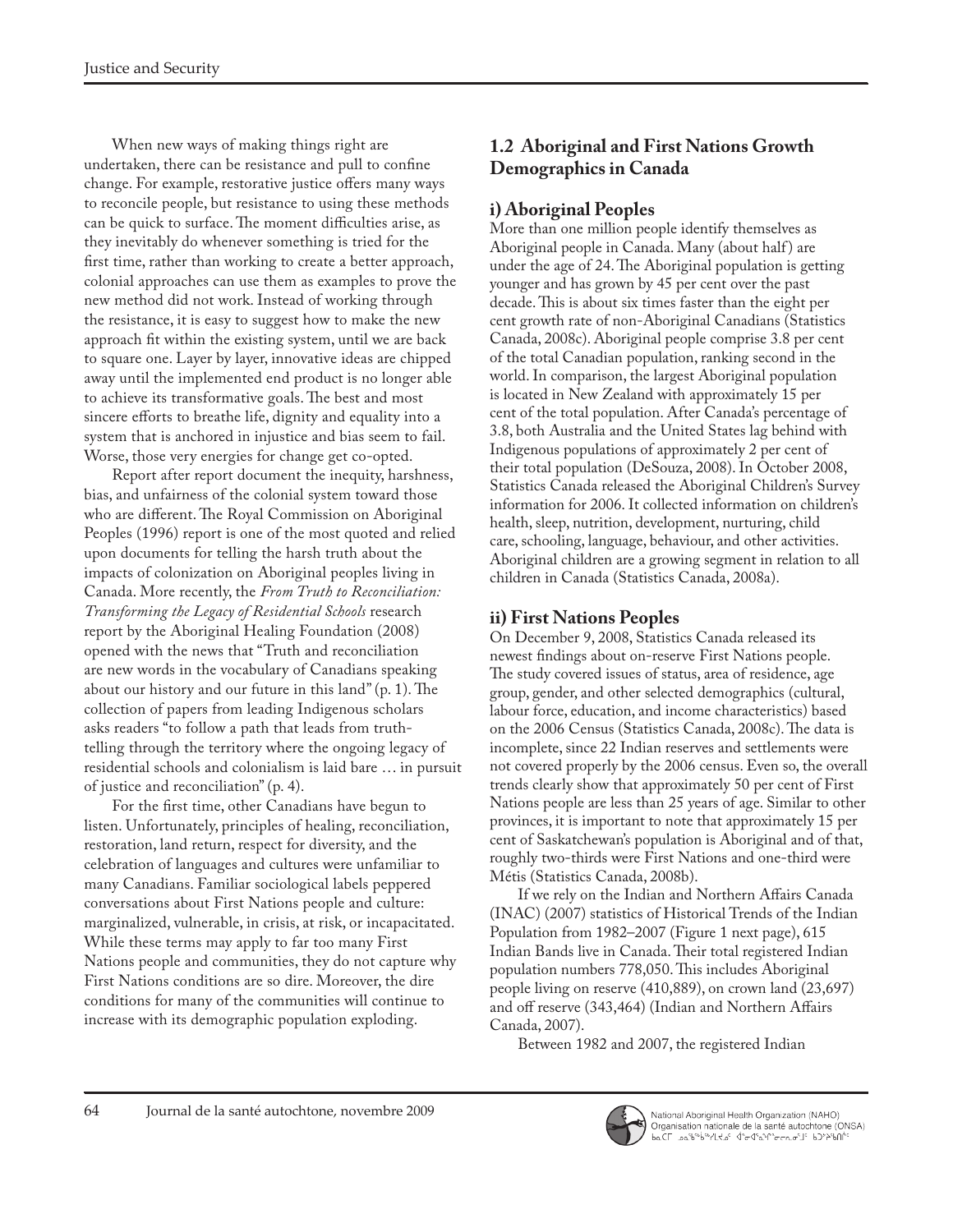When new ways of making things right are undertaken, there can be resistance and pull to confine change. For example, restorative justice offers many ways to reconcile people, but resistance to using these methods can be quick to surface. The moment difficulties arise, as they inevitably do whenever something is tried for the first time, rather than working to create a better approach, colonial approaches can use them as examples to prove the new method did not work. Instead of working through the resistance, it is easy to suggest how to make the new approach fit within the existing system, until we are back to square one. Layer by layer, innovative ideas are chipped away until the implemented end product is no longer able to achieve its transformative goals. The best and most sincere efforts to breathe life, dignity and equality into a system that is anchored in injustice and bias seem to fail. Worse, those very energies for change get co-opted.

Report after report document the inequity, harshness, bias, and unfairness of the colonial system toward those who are different. The Royal Commission on Aboriginal Peoples (1996) report is one of the most quoted and relied upon documents for telling the harsh truth about the impacts of colonization on Aboriginal peoples living in Canada. More recently, the *From Truth to Reconciliation: Transforming the Legacy of Residential Schools* research report by the Aboriginal Healing Foundation (2008) opened with the news that "Truth and reconciliation are new words in the vocabulary of Canadians speaking about our history and our future in this land" (p. 1). The collection of papers from leading Indigenous scholars asks readers "to follow a path that leads from truth-telling through the territory where the ongoing legacy of residential schools and colonialism is laid bare … in pursuit of justice and reconciliation" (p. 4).

For the first time, other Canadians have begun to listen. Unfortunately, principles of healing, reconciliation, restoration, land return, respect for diversity, and the celebration of languages and cultures were unfamiliar to many Canadians. Familiar sociological labels peppered conversations about First Nations people and culture: marginalized, vulnerable, in crisis, at risk, or incapacitated. While these terms may apply to far too many First Nations people and communities, they do not capture why First Nations conditions are so dire. Moreover, the dire conditions for many of the communities will continue to increase with its demographic population exploding.

## 1.2 Aboriginal and First Nations Growth Demographics in Canada

### i) Aboriginal Peoples

More than one million people identify themselves as Aboriginal people in Canada. Many (about half) are under the age of 24. The Aboriginal population is getting younger and has grown by 45 per cent over the past decade. This is about six times faster than the eight per cent growth rate of non-Aboriginal Canadians (Statistics Canada, 2008c). Aboriginal people comprise 3.8 per cent of the total Canadian population, ranking second in the world. In comparison, the largest Aboriginal population is located in New Zealand with approximately 15 per cent of the total population. After Canada's percentage of 3.8, both Australia and the United States lag behind with Indigenous populations of approximately 2 per cent of their total population (DeSouza, 2008). In October 2008, Statistics Canada released the Aboriginal Children's Survey information for 2006. It collected information on children's health, sleep, nutrition, development, nurturing, child care, schooling, language, behaviour, and other activities. Aboriginal children are a growing segment in relation to all children in Canada (Statistics Canada, 2008a).

### ii) First Nations Peoples

On December 9, 2008, Statistics Canada released its newest findings about on-reserve First Nations people. The study covered issues of status, area of residence, age group, gender, and other selected demographics (cultural, labour force, education, and income characteristics) based on the 2006 Census (Statistics Canada, 2008c). The data is incomplete, since 22 Indian reserves and settlements were not covered properly by the 2006 census. Even so, the overall trends clearly show that approximately 50 per cent of First Nations people are less than 25 years of age. Similar to other provinces, it is important to note that approximately 15 per cent of Saskatchewan's population is Aboriginal and of that, roughly two-thirds were First Nations and one-third were Métis (Statistics Canada, 2008b).

If we rely on the Indian and Northern Affairs Canada (INAC) (2007) statistics of Historical Trends of the Indian Population from 1982–2007 (Figure 1 next page), 615 Indian Bands live in Canada. Their total registered Indian population numbers 778,050. This includes Aboriginal people living on reserve (410,889), on crown land (23,697) and off reserve (343,464) (Indian and Northern Affairs Canada, 2007).

Between 1982 and 2007, the registered Indian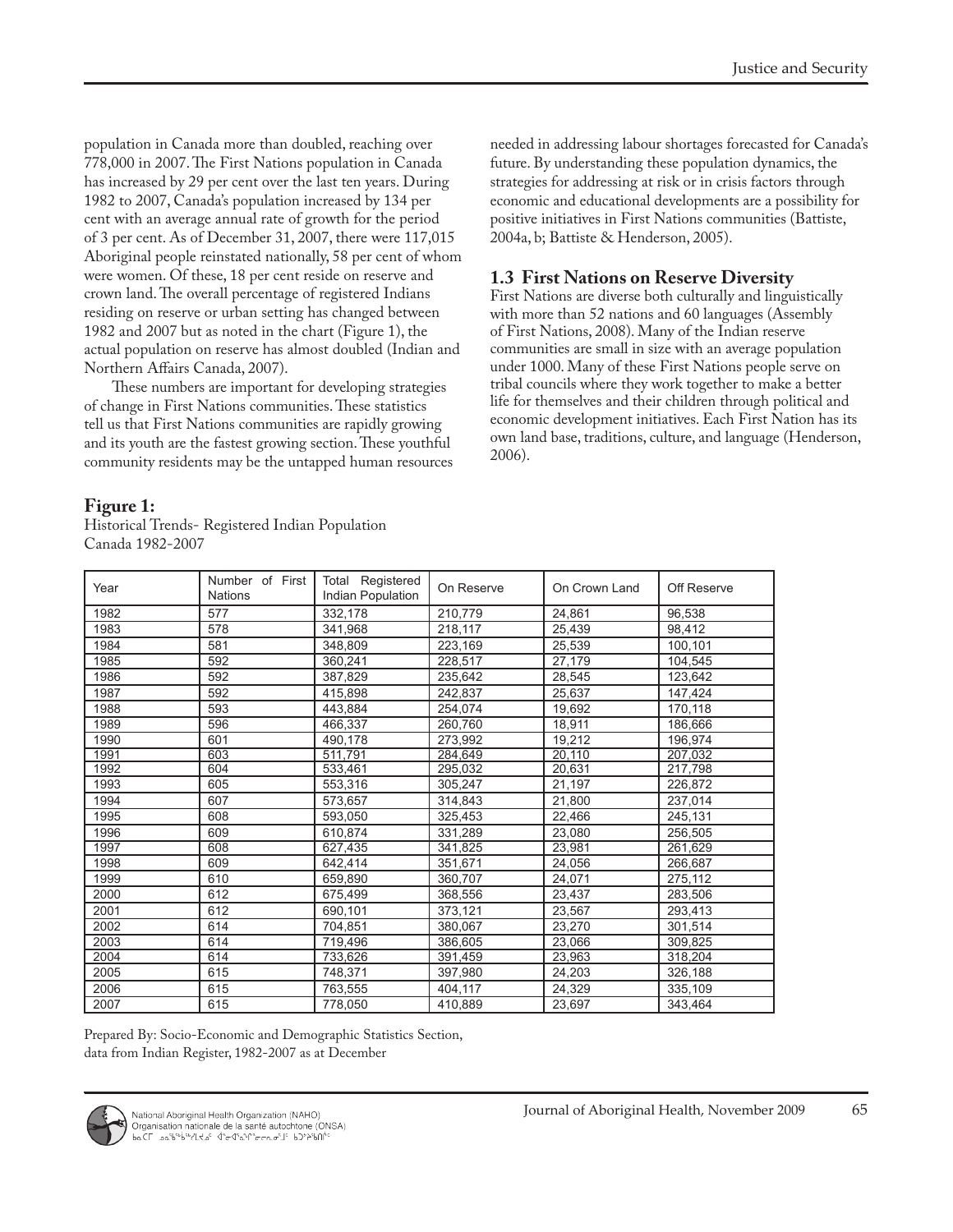population in Canada more than doubled, reaching over 778,000 in 2007. The First Nations population in Canada has increased by 29 per cent over the last ten years. During 1982 to 2007, Canada's population increased by 134 per cent with an average annual rate of growth for the period of 3 per cent. As of December 31, 2007, there were 117,015 Aboriginal people reinstated nationally, 58 per cent of whom were women. Of these, 18 per cent reside on reserve and crown land. The overall percentage of registered Indians residing on reserve or urban setting has changed between 1982 and 2007 but as noted in the chart (Figure 1), the actual population on reserve has almost doubled (Indian and Northern Affairs Canada, 2007).

These numbers are important for developing strategies of change in First Nations communities. These statistics tell us that First Nations communities are rapidly growing and its youth are the fastest growing section. These youthful community residents may be the untapped human resources needed in addressing labour shortages forecasted for Canada's future. By understanding these population dynamics, the strategies for addressing at risk or in crisis factors through economic and educational developments are a possibility for positive initiatives in First Nations communities (Battiste, 2004a, b; Battiste & Henderson, 2005).

### 1.3 First Nations on Reserve Diversity

First Nations are diverse both culturally and linguistically with more than 52 nations and 60 languages (Assembly of First Nations, 2008). Many of the Indian reserve communities are small in size with an average population under 1000. Many of these First Nations people serve on tribal councils where they work together to make a better life for themselves and their children through political and economic development initiatives. Each First Nation has its own land base, traditions, culture, and language (Henderson, 2006).

**Figure 1:**
Historical Trends- Registered Indian Population Canada 1982-2007

| Year | Number of First Nations | Total Registered Indian Population | On Reserve | On Crown Land | Off Reserve |
|---|---|---|---|---|---|
| 1982 | 577 | 332,178 | 210,779 | 24,861 | 96,538 |
| 1983 | 578 | 341,968 | 218,117 | 25,439 | 98,412 |
| 1984 | 581 | 348,809 | 223,169 | 25,539 | 100,101 |
| 1985 | 592 | 360,241 | 228,517 | 27,179 | 104,545 |
| 1986 | 592 | 387,829 | 235,642 | 28,545 | 123,642 |
| 1987 | 592 | 415,898 | 242,837 | 25,637 | 147,424 |
| 1988 | 593 | 443,884 | 254,074 | 19,692 | 170,118 |
| 1989 | 596 | 466,337 | 260,760 | 18,911 | 186,666 |
| 1990 | 601 | 490,178 | 273,992 | 19,212 | 196,974 |
| 1991 | 603 | 511,791 | 284,649 | 20,110 | 207,032 |
| 1992 | 604 | 533,461 | 295,032 | 20,631 | 217,798 |
| 1993 | 605 | 553,316 | 305,247 | 21,197 | 226,872 |
| 1994 | 607 | 573,657 | 314,843 | 21,800 | 237,014 |
| 1995 | 608 | 593,050 | 325,453 | 22,466 | 245,131 |
| 1996 | 609 | 610,874 | 331,289 | 23,080 | 256,505 |
| 1997 | 608 | 627,435 | 341,825 | 23,981 | 261,629 |
| 1998 | 609 | 642,414 | 351,671 | 24,056 | 266,687 |
| 1999 | 610 | 659,890 | 360,707 | 24,071 | 275,112 |
| 2000 | 612 | 675,499 | 368,556 | 23,437 | 283,506 |
| 2001 | 612 | 690,101 | 373,121 | 23,567 | 293,413 |
| 2002 | 614 | 704,851 | 380,067 | 23,270 | 301,514 |
| 2003 | 614 | 719,496 | 386,605 | 23,066 | 309,825 |
| 2004 | 614 | 733,626 | 391,459 | 23,963 | 318,204 |
| 2005 | 615 | 748,371 | 397,980 | 24,203 | 326,188 |
| 2006 | 615 | 763,555 | 404,117 | 24,329 | 335,109 |
| 2007 | 615 | 778,050 | 410,889 | 23,697 | 343,464 |

Prepared By: Socio-Economic and Demographic Statistics Section, data from Indian Register, 1982-2007 as at December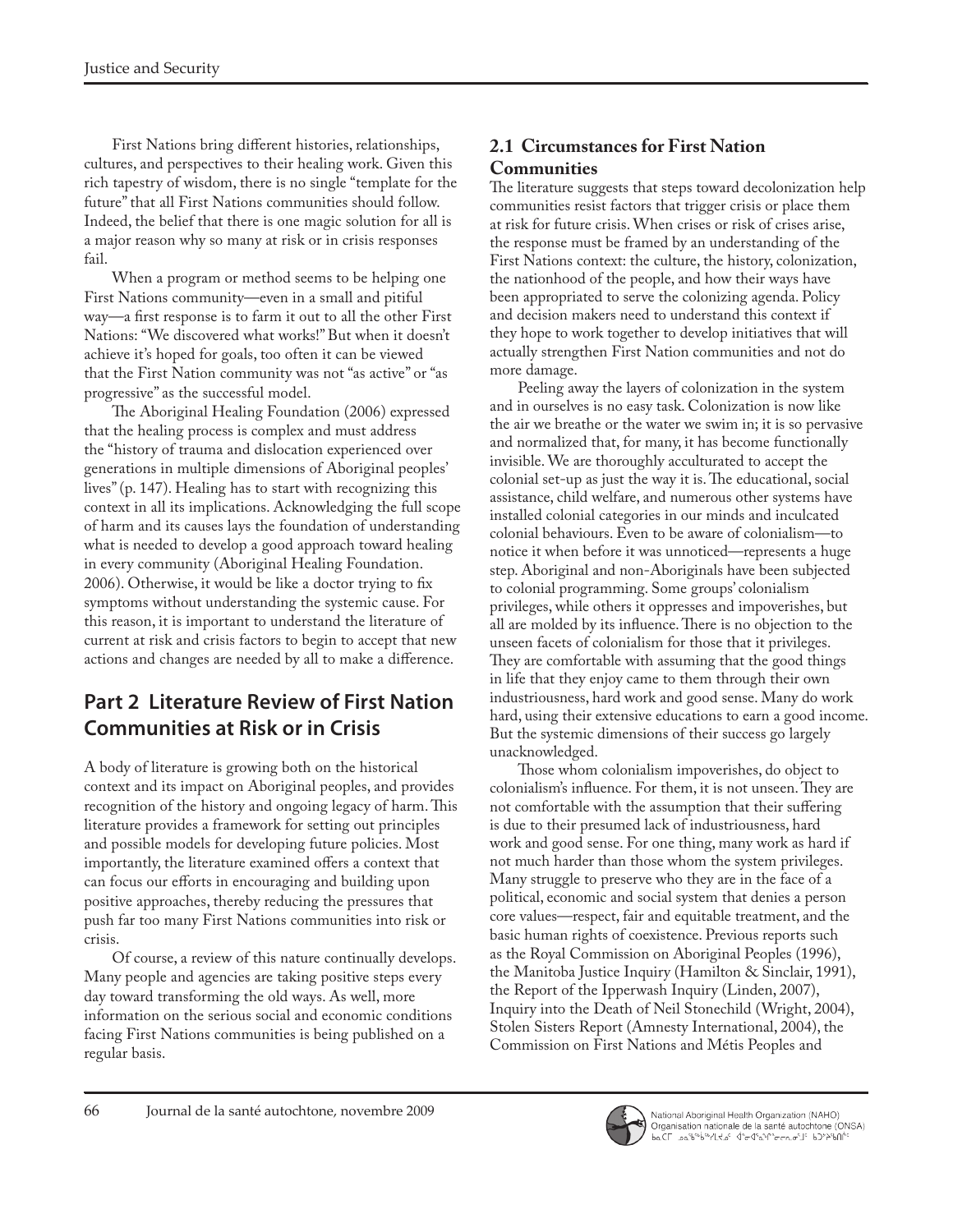First Nations bring different histories, relationships, cultures, and perspectives to their healing work. Given this rich tapestry of wisdom, there is no single "template for the future" that all First Nations communities should follow. Indeed, the belief that there is one magic solution for all is a major reason why so many at risk or in crisis responses fail.

When a program or method seems to be helping one First Nations community—even in a small and pitiful way—a first response is to farm it out to all the other First Nations: "We discovered what works!" But when it doesn't achieve it's hoped for goals, too often it can be viewed that the First Nation community was not "as active" or "as progressive" as the successful model.

The Aboriginal Healing Foundation (2006) expressed that the healing process is complex and must address the "history of trauma and dislocation experienced over generations in multiple dimensions of Aboriginal peoples' lives" (p. 147). Healing has to start with recognizing this context in all its implications. Acknowledging the full scope of harm and its causes lays the foundation of understanding what is needed to develop a good approach toward healing in every community (Aboriginal Healing Foundation. 2006). Otherwise, it would be like a doctor trying to fix symptoms without understanding the systemic cause. For this reason, it is important to understand the literature of current at risk and crisis factors to begin to accept that new actions and changes are needed by all to make a difference.

## Part 2 Literature Review of First Nation Communities at Risk or in Crisis

A body of literature is growing both on the historical context and its impact on Aboriginal peoples, and provides recognition of the history and ongoing legacy of harm. This literature provides a framework for setting out principles and possible models for developing future policies. Most importantly, the literature examined offers a context that can focus our efforts in encouraging and building upon positive approaches, thereby reducing the pressures that push far too many First Nations communities into risk or crisis.

Of course, a review of this nature continually develops. Many people and agencies are taking positive steps every day toward transforming the old ways. As well, more information on the serious social and economic conditions facing First Nations communities is being published on a regular basis.

### 2.1 Circumstances for First Nation Communities

The literature suggests that steps toward decolonization help communities resist factors that trigger crisis or place them at risk for future crisis. When crises or risk of crises arise, the response must be framed by an understanding of the First Nations context: the culture, the history, colonization, the nationhood of the people, and how their ways have been appropriated to serve the colonizing agenda. Policy and decision makers need to understand this context if they hope to work together to develop initiatives that will actually strengthen First Nation communities and not do more damage.

Peeling away the layers of colonization in the system and in ourselves is no easy task. Colonization is now like the air we breathe or the water we swim in; it is so pervasive and normalized that, for many, it has become functionally invisible. We are thoroughly acculturated to accept the colonial set-up as just the way it is. The educational, social assistance, child welfare, and numerous other systems have installed colonial categories in our minds and inculcated colonial behaviours. Even to be aware of colonialism—to notice it when before it was unnoticed—represents a huge step. Aboriginal and non-Aboriginals have been subjected to colonial programming. Some groups' colonialism privileges, while others it oppresses and impoverishes, but all are molded by its influence. There is no objection to the unseen facets of colonialism for those that it privileges. They are comfortable with assuming that the good things in life that they enjoy came to them through their own industriousness, hard work and good sense. Many do work hard, using their extensive educations to earn a good income. But the systemic dimensions of their success go largely unacknowledged.

Those whom colonialism impoverishes, do object to colonialism's influence. For them, it is not unseen. They are not comfortable with the assumption that their suffering is due to their presumed lack of industriousness, hard work and good sense. For one thing, many work as hard if not much harder than those whom the system privileges. Many struggle to preserve who they are in the face of a political, economic and social system that denies a person core values—respect, fair and equitable treatment, and the basic human rights of coexistence. Previous reports such as the Royal Commission on Aboriginal Peoples (1996), the Manitoba Justice Inquiry (Hamilton & Sinclair, 1991), the Report of the Ipperwash Inquiry (Linden, 2007), Inquiry into the Death of Neil Stonechild (Wright, 2004), Stolen Sisters Report (Amnesty International, 2004), the Commission on First Nations and Métis Peoples and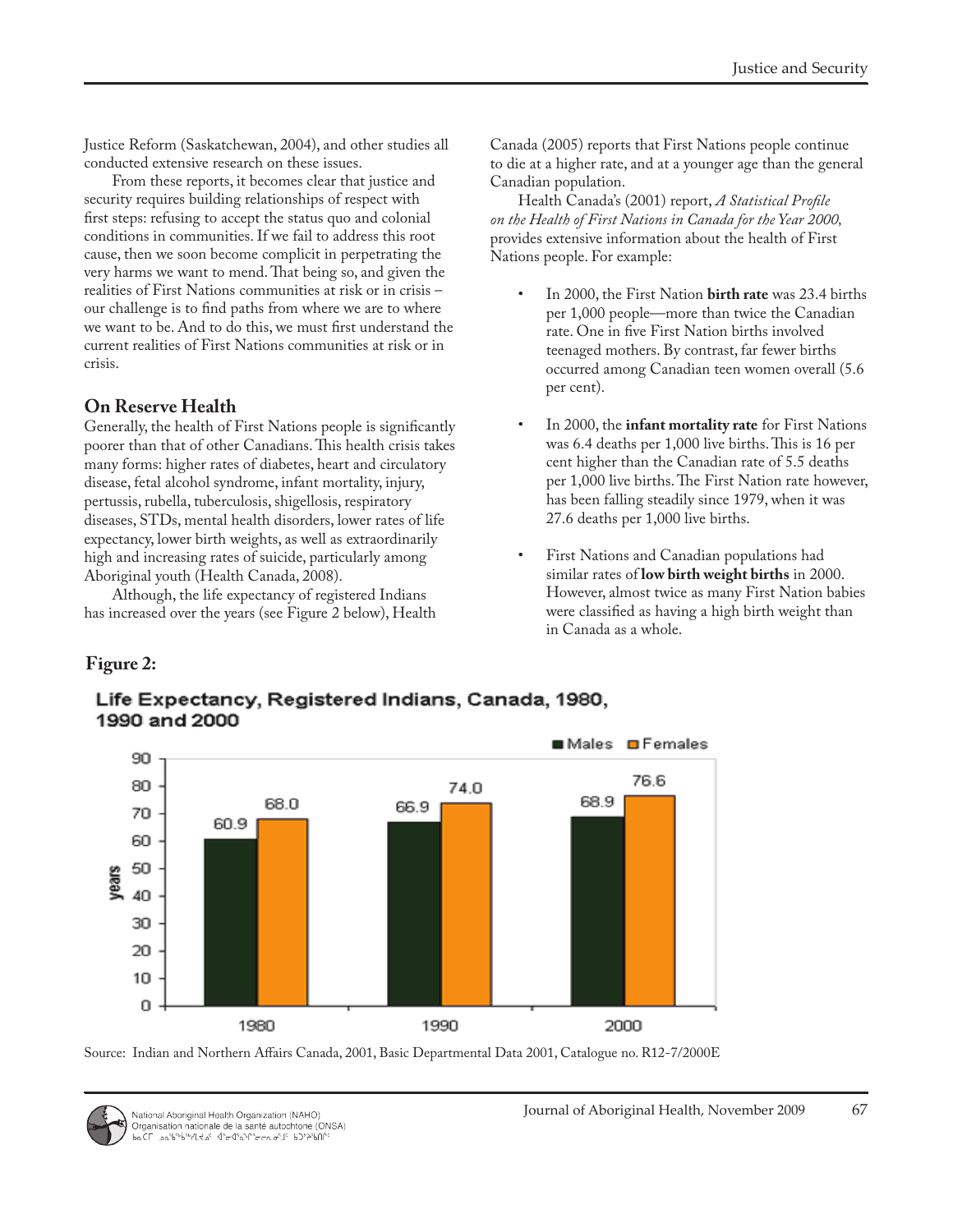Justice Reform (Saskatchewan, 2004), and other studies all conducted extensive research on these issues.

From these reports, it becomes clear that justice and security requires building relationships of respect with first steps: refusing to accept the status quo and colonial conditions in communities. If we fail to address this root cause, then we soon become complicit in perpetrating the very harms we want to mend. That being so, and given the realities of First Nations communities at risk or in crisis – our challenge is to find paths from where we are to where we want to be. And to do this, we must first understand the current realities of First Nations communities at risk or in crisis.

## On Reserve Health

Generally, the health of First Nations people is significantly poorer than that of other Canadians. This health crisis takes many forms: higher rates of diabetes, heart and circulatory disease, fetal alcohol syndrome, infant mortality, injury, pertussis, rubella, tuberculosis, shigellosis, respiratory diseases, STDs, mental health disorders, lower rates of life expectancy, lower birth weights, as well as extraordinarily high and increasing rates of suicide, particularly among Aboriginal youth (Health Canada, 2008).

Although, the life expectancy of registered Indians has increased over the years (see Figure 2 below), Health Canada (2005) reports that First Nations people continue to die at a higher rate, and at a younger age than the general Canadian population.

Health Canada's (2001) report, *A Statistical Profile on the Health of First Nations in Canada for the Year 2000,* provides extensive information about the health of First Nations people. For example:

- In 2000, the First Nation **birth rate** was 23.4 births per 1,000 people—more than twice the Canadian rate. One in five First Nation births involved teenaged mothers. By contrast, far fewer births occurred among Canadian teen women overall (5.6 per cent).
- In 2000, the **infant mortality rate** for First Nations was 6.4 deaths per 1,000 live births. This is 16 per cent higher than the Canadian rate of 5.5 deaths per 1,000 live births. The First Nation rate however, has been falling steadily since 1979, when it was 27.6 deaths per 1,000 live births.
- First Nations and Canadian populations had similar rates of **low birth weight births** in 2000. However, almost twice as many First Nation babies were classified as having a high birth weight than in Canada as a whole.

**Figure 2:**

**Life Expectancy, Registered Indians, Canada, 1980, 1990 and 2000**

| Year | Males (years) | Females (years) |
|---|---|---|
| 1980 | 60.9 | 68.0 |
| 1990 | 66.9 | 74.0 |
| 2000 | 68.9 | 76.6 |

Source: Indian and Northern Affairs Canada, 2001, Basic Departmental Data 2001, Catalogue no. R12-7/2000E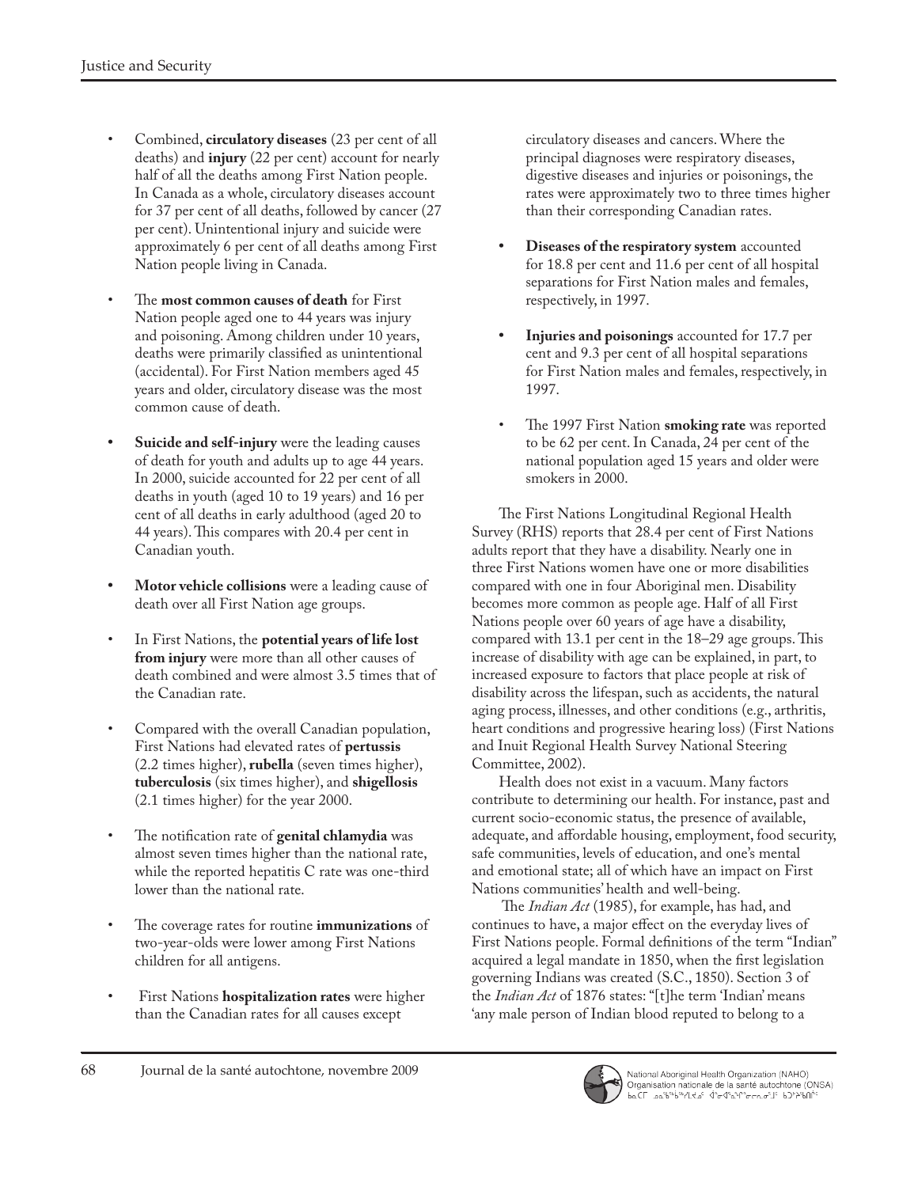- Combined, **circulatory diseases** (23 per cent of all deaths) and **injury** (22 per cent) account for nearly half of all the deaths among First Nation people. In Canada as a whole, circulatory diseases account for 37 per cent of all deaths, followed by cancer (27 per cent). Unintentional injury and suicide were approximately 6 per cent of all deaths among First Nation people living in Canada.
- The **most common causes of death** for First Nation people aged one to 44 years was injury and poisoning. Among children under 10 years, deaths were primarily classified as unintentional (accidental). For First Nation members aged 45 years and older, circulatory disease was the most common cause of death.
- **Suicide and self-injury** were the leading causes of death for youth and adults up to age 44 years. In 2000, suicide accounted for 22 per cent of all deaths in youth (aged 10 to 19 years) and 16 per cent of all deaths in early adulthood (aged 20 to 44 years). This compares with 20.4 per cent in Canadian youth.
- **Motor vehicle collisions** were a leading cause of death over all First Nation age groups.
- In First Nations, the **potential years of life lost from injury** were more than all other causes of death combined and were almost 3.5 times that of the Canadian rate.
- Compared with the overall Canadian population, First Nations had elevated rates of **pertussis** (2.2 times higher), **rubella** (seven times higher), **tuberculosis** (six times higher), and **shigellosis** (2.1 times higher) for the year 2000.
- The notification rate of **genital chlamydia** was almost seven times higher than the national rate, while the reported hepatitis C rate was one-third lower than the national rate.
- The coverage rates for routine **immunizations** of two-year-olds were lower among First Nations children for all antigens.
- First Nations **hospitalization rates** were higher than the Canadian rates for all causes except circulatory diseases and cancers. Where the principal diagnoses were respiratory diseases, digestive diseases and injuries or poisonings, the rates were approximately two to three times higher than their corresponding Canadian rates.
- **Diseases of the respiratory system** accounted for 18.8 per cent and 11.6 per cent of all hospital separations for First Nation males and females, respectively, in 1997.
- **Injuries and poisonings** accounted for 17.7 per cent and 9.3 per cent of all hospital separations for First Nation males and females, respectively, in 1997.
- The 1997 First Nation **smoking rate** was reported to be 62 per cent. In Canada, 24 per cent of the national population aged 15 years and older were smokers in 2000.

The First Nations Longitudinal Regional Health Survey (RHS) reports that 28.4 per cent of First Nations adults report that they have a disability. Nearly one in three First Nations women have one or more disabilities compared with one in four Aboriginal men. Disability becomes more common as people age. Half of all First Nations people over 60 years of age have a disability, compared with 13.1 per cent in the 18–29 age groups. This increase of disability with age can be explained, in part, to increased exposure to factors that place people at risk of disability across the lifespan, such as accidents, the natural aging process, illnesses, and other conditions (e.g., arthritis, heart conditions and progressive hearing loss) (First Nations and Inuit Regional Health Survey National Steering Committee, 2002).

Health does not exist in a vacuum. Many factors contribute to determining our health. For instance, past and current socio-economic status, the presence of available, adequate, and affordable housing, employment, food security, safe communities, levels of education, and one's mental and emotional state; all of which have an impact on First Nations communities' health and well-being.

The *Indian Act* (1985), for example, has had, and continues to have, a major effect on the everyday lives of First Nations people. Formal definitions of the term "Indian" acquired a legal mandate in 1850, when the first legislation governing Indians was created (S.C., 1850). Section 3 of the *Indian Act* of 1876 states: "[t]he term 'Indian' means 'any male person of Indian blood reputed to belong to a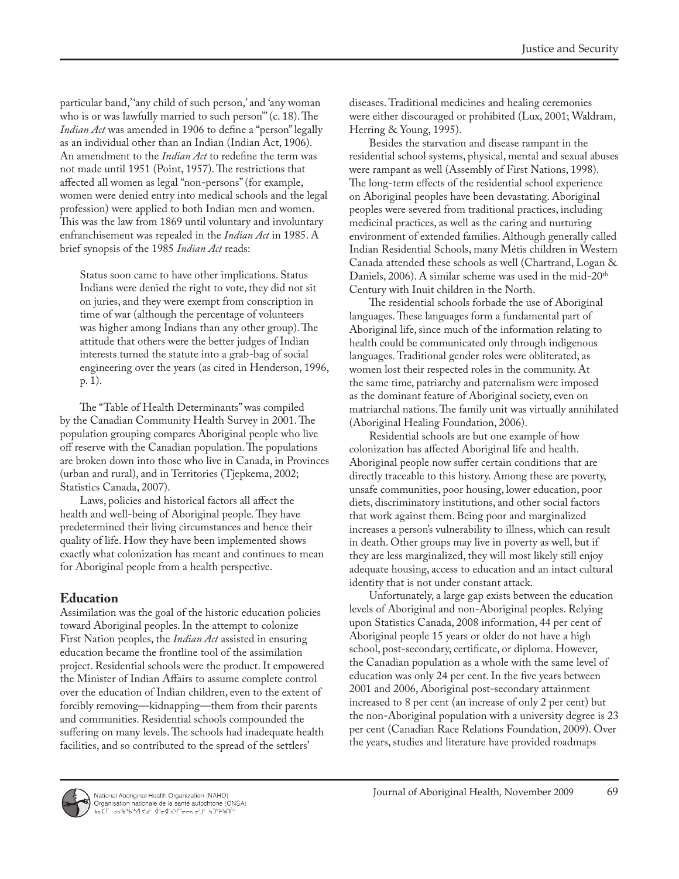particular band,' 'any child of such person,' and 'any woman who is or was lawfully married to such person'" (c. 18). The *Indian Act* was amended in 1906 to define a "person" legally as an individual other than an Indian (Indian Act, 1906). An amendment to the *Indian Act* to redefine the term was not made until 1951 (Point, 1957). The restrictions that affected all women as legal "non-persons" (for example, women were denied entry into medical schools and the legal profession) were applied to both Indian men and women. This was the law from 1869 until voluntary and involuntary enfranchisement was repealed in the *Indian Act* in 1985. A brief synopsis of the 1985 *Indian Act* reads:

> Status soon came to have other implications. Status Indians were denied the right to vote, they did not sit on juries, and they were exempt from conscription in time of war (although the percentage of volunteers was higher among Indians than any other group). The attitude that others were the better judges of Indian interests turned the statute into a grab-bag of social engineering over the years (as cited in Henderson, 1996, p. 1).

The "Table of Health Determinants" was compiled by the Canadian Community Health Survey in 2001. The population grouping compares Aboriginal people who live off reserve with the Canadian population. The populations are broken down into those who live in Canada, in Provinces (urban and rural), and in Territories (Tjepkema, 2002; Statistics Canada, 2007).

Laws, policies and historical factors all affect the health and well-being of Aboriginal people. They have predetermined their living circumstances and hence their quality of life. How they have been implemented shows exactly what colonization has meant and continues to mean for Aboriginal people from a health perspective.

## Education

Assimilation was the goal of the historic education policies toward Aboriginal peoples. In the attempt to colonize First Nation peoples, the *Indian Act* assisted in ensuring education became the frontline tool of the assimilation project. Residential schools were the product. It empowered the Minister of Indian Affairs to assume complete control over the education of Indian children, even to the extent of forcibly removing—kidnapping—them from their parents and communities. Residential schools compounded the suffering on many levels. The schools had inadequate health facilities, and so contributed to the spread of the settlers' diseases. Traditional medicines and healing ceremonies were either discouraged or prohibited (Lux, 2001; Waldram, Herring & Young, 1995).

Besides the starvation and disease rampant in the residential school systems, physical, mental and sexual abuses were rampant as well (Assembly of First Nations, 1998). The long-term effects of the residential school experience on Aboriginal peoples have been devastating. Aboriginal peoples were severed from traditional practices, including medicinal practices, as well as the caring and nurturing environment of extended families. Although generally called Indian Residential Schools, many Métis children in Western Canada attended these schools as well (Chartrand, Logan & Daniels, 2006). A similar scheme was used in the mid-20th Century with Inuit children in the North.

The residential schools forbade the use of Aboriginal languages. These languages form a fundamental part of Aboriginal life, since much of the information relating to health could be communicated only through indigenous languages. Traditional gender roles were obliterated, as women lost their respected roles in the community. At the same time, patriarchy and paternalism were imposed as the dominant feature of Aboriginal society, even on matriarchal nations. The family unit was virtually annihilated (Aboriginal Healing Foundation, 2006).

Residential schools are but one example of how colonization has affected Aboriginal life and health. Aboriginal people now suffer certain conditions that are directly traceable to this history. Among these are poverty, unsafe communities, poor housing, lower education, poor diets, discriminatory institutions, and other social factors that work against them. Being poor and marginalized increases a person's vulnerability to illness, which can result in death. Other groups may live in poverty as well, but if they are less marginalized, they will most likely still enjoy adequate housing, access to education and an intact cultural identity that is not under constant attack.

Unfortunately, a large gap exists between the education levels of Aboriginal and non-Aboriginal peoples. Relying upon Statistics Canada, 2008 information, 44 per cent of Aboriginal people 15 years or older do not have a high school, post-secondary, certificate, or diploma. However, the Canadian population as a whole with the same level of education was only 24 per cent. In the five years between 2001 and 2006, Aboriginal post-secondary attainment increased to 8 per cent (an increase of only 2 per cent) but the non-Aboriginal population with a university degree is 23 per cent (Canadian Race Relations Foundation, 2009). Over the years, studies and literature have provided roadmaps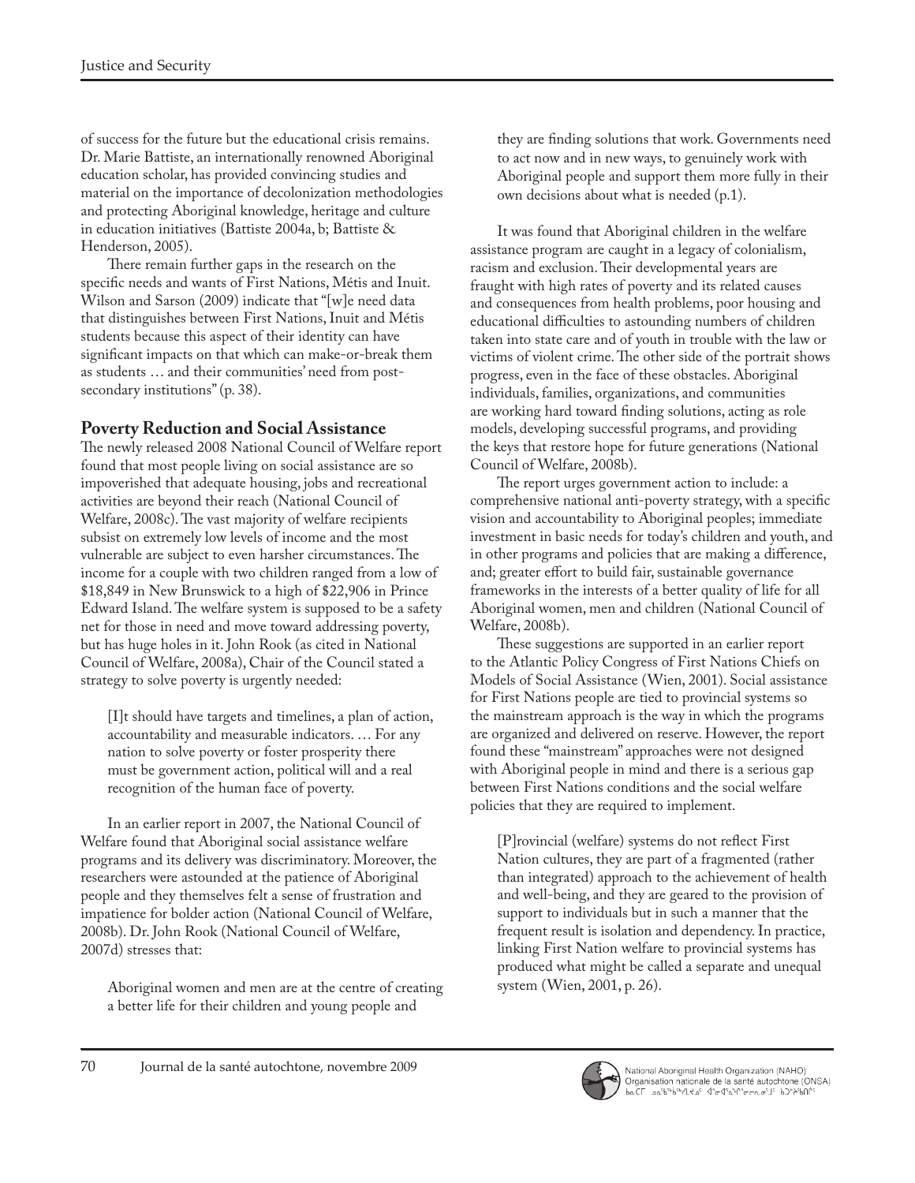of success for the future but the educational crisis remains. Dr. Marie Battiste, an internationally renowned Aboriginal education scholar, has provided convincing studies and material on the importance of decolonization methodologies and protecting Aboriginal knowledge, heritage and culture in education initiatives (Battiste 2004a, b; Battiste & Henderson, 2005).

There remain further gaps in the research on the specific needs and wants of First Nations, Métis and Inuit. Wilson and Sarson (2009) indicate that "[w]e need data that distinguishes between First Nations, Inuit and Métis students because this aspect of their identity can have significant impacts on that which can make-or-break them as students … and their communities' need from post-secondary institutions" (p. 38).

## Poverty Reduction and Social Assistance

The newly released 2008 National Council of Welfare report found that most people living on social assistance are so impoverished that adequate housing, jobs and recreational activities are beyond their reach (National Council of Welfare, 2008c). The vast majority of welfare recipients subsist on extremely low levels of income and the most vulnerable are subject to even harsher circumstances. The income for a couple with two children ranged from a low of $18,849 in New Brunswick to a high of $22,906 in Prince Edward Island. The welfare system is supposed to be a safety net for those in need and move toward addressing poverty, but has huge holes in it. John Rook (as cited in National Council of Welfare, 2008a), Chair of the Council stated a strategy to solve poverty is urgently needed:

> [I]t should have targets and timelines, a plan of action, accountability and measurable indicators. … For any nation to solve poverty or foster prosperity there must be government action, political will and a real recognition of the human face of poverty.

In an earlier report in 2007, the National Council of Welfare found that Aboriginal social assistance welfare programs and its delivery was discriminatory. Moreover, the researchers were astounded at the patience of Aboriginal people and they themselves felt a sense of frustration and impatience for bolder action (National Council of Welfare, 2008b). Dr. John Rook (National Council of Welfare, 2007d) stresses that:

> Aboriginal women and men are at the centre of creating a better life for their children and young people and they are finding solutions that work. Governments need to act now and in new ways, to genuinely work with Aboriginal people and support them more fully in their own decisions about what is needed (p.1).

It was found that Aboriginal children in the welfare assistance program are caught in a legacy of colonialism, racism and exclusion. Their developmental years are fraught with high rates of poverty and its related causes and consequences from health problems, poor housing and educational difficulties to astounding numbers of children taken into state care and of youth in trouble with the law or victims of violent crime. The other side of the portrait shows progress, even in the face of these obstacles. Aboriginal individuals, families, organizations, and communities are working hard toward finding solutions, acting as role models, developing successful programs, and providing the keys that restore hope for future generations (National Council of Welfare, 2008b).

The report urges government action to include: a comprehensive national anti-poverty strategy, with a specific vision and accountability to Aboriginal peoples; immediate investment in basic needs for today's children and youth, and in other programs and policies that are making a difference, and; greater effort to build fair, sustainable governance frameworks in the interests of a better quality of life for all Aboriginal women, men and children (National Council of Welfare, 2008b).

These suggestions are supported in an earlier report to the Atlantic Policy Congress of First Nations Chiefs on Models of Social Assistance (Wien, 2001). Social assistance for First Nations people are tied to provincial systems so the mainstream approach is the way in which the programs are organized and delivered on reserve. However, the report found these "mainstream" approaches were not designed with Aboriginal people in mind and there is a serious gap between First Nations conditions and the social welfare policies that they are required to implement.

> [P]rovincial (welfare) systems do not reflect First Nation cultures, they are part of a fragmented (rather than integrated) approach to the achievement of health and well-being, and they are geared to the provision of support to individuals but in such a manner that the frequent result is isolation and dependency. In practice, linking First Nation welfare to provincial systems has produced what might be called a separate and unequal system (Wien, 2001, p. 26).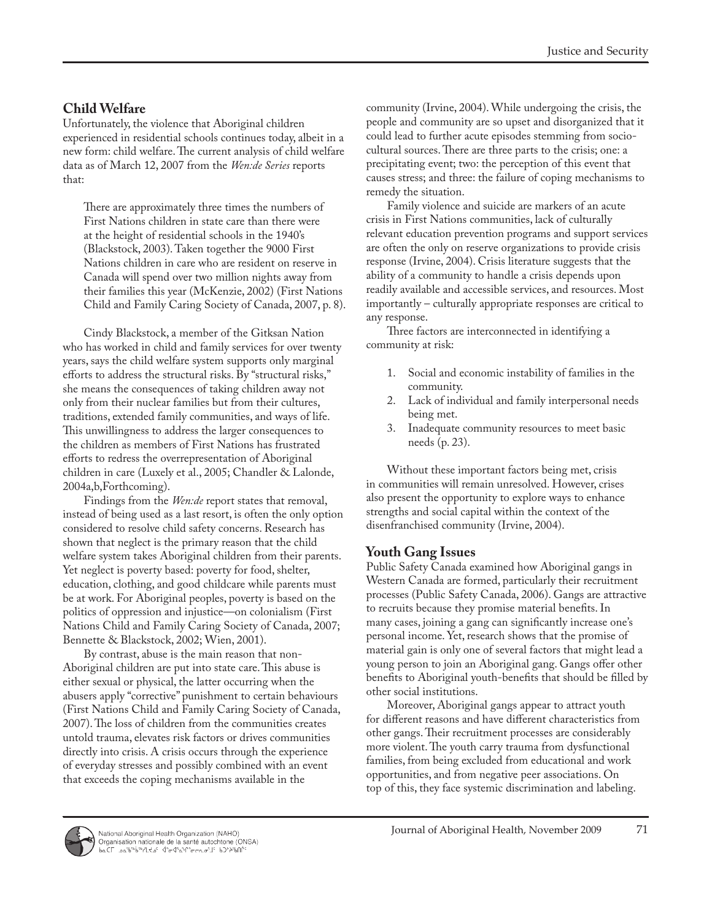## Child Welfare

Unfortunately, the violence that Aboriginal children experienced in residential schools continues today, albeit in a new form: child welfare. The current analysis of child welfare data as of March 12, 2007 from the *Wen:de Series* reports that:

> There are approximately three times the numbers of First Nations children in state care than there were at the height of residential schools in the 1940's (Blackstock, 2003). Taken together the 9000 First Nations children in care who are resident on reserve in Canada will spend over two million nights away from their families this year (McKenzie, 2002) (First Nations Child and Family Caring Society of Canada, 2007, p. 8).

Cindy Blackstock, a member of the Gitksan Nation who has worked in child and family services for over twenty years, says the child welfare system supports only marginal efforts to address the structural risks. By "structural risks," she means the consequences of taking children away not only from their nuclear families but from their cultures, traditions, extended family communities, and ways of life. This unwillingness to address the larger consequences to the children as members of First Nations has frustrated efforts to redress the overrepresentation of Aboriginal children in care (Luxely et al., 2005; Chandler & Lalonde, 2004a,b,Forthcoming).

Findings from the *Wen:de* report states that removal, instead of being used as a last resort, is often the only option considered to resolve child safety concerns. Research has shown that neglect is the primary reason that the child welfare system takes Aboriginal children from their parents. Yet neglect is poverty based: poverty for food, shelter, education, clothing, and good childcare while parents must be at work. For Aboriginal peoples, poverty is based on the politics of oppression and injustice—on colonialism (First Nations Child and Family Caring Society of Canada, 2007; Bennette & Blackstock, 2002; Wien, 2001).

By contrast, abuse is the main reason that non-Aboriginal children are put into state care. This abuse is either sexual or physical, the latter occurring when the abusers apply "corrective" punishment to certain behaviours (First Nations Child and Family Caring Society of Canada, 2007). The loss of children from the communities creates untold trauma, elevates risk factors or drives communities directly into crisis. A crisis occurs through the experience of everyday stresses and possibly combined with an event that exceeds the coping mechanisms available in the community (Irvine, 2004). While undergoing the crisis, the people and community are so upset and disorganized that it could lead to further acute episodes stemming from socio-cultural sources. There are three parts to the crisis; one: a precipitating event; two: the perception of this event that causes stress; and three: the failure of coping mechanisms to remedy the situation.

Family violence and suicide are markers of an acute crisis in First Nations communities, lack of culturally relevant education prevention programs and support services are often the only on reserve organizations to provide crisis response (Irvine, 2004). Crisis literature suggests that the ability of a community to handle a crisis depends upon readily available and accessible services, and resources. Most importantly – culturally appropriate responses are critical to any response.

Three factors are interconnected in identifying a community at risk:

1. Social and economic instability of families in the community.
2. Lack of individual and family interpersonal needs being met.
3. Inadequate community resources to meet basic needs (p. 23).

Without these important factors being met, crisis in communities will remain unresolved. However, crises also present the opportunity to explore ways to enhance strengths and social capital within the context of the disenfranchised community (Irvine, 2004).

## Youth Gang Issues

Public Safety Canada examined how Aboriginal gangs in Western Canada are formed, particularly their recruitment processes (Public Safety Canada, 2006). Gangs are attractive to recruits because they promise material benefits. In many cases, joining a gang can significantly increase one's personal income. Yet, research shows that the promise of material gain is only one of several factors that might lead a young person to join an Aboriginal gang. Gangs offer other benefits to Aboriginal youth-benefits that should be filled by other social institutions.

Moreover, Aboriginal gangs appear to attract youth for different reasons and have different characteristics from other gangs. Their recruitment processes are considerably more violent. The youth carry trauma from dysfunctional families, from being excluded from educational and work opportunities, and from negative peer associations. On top of this, they face systemic discrimination and labeling.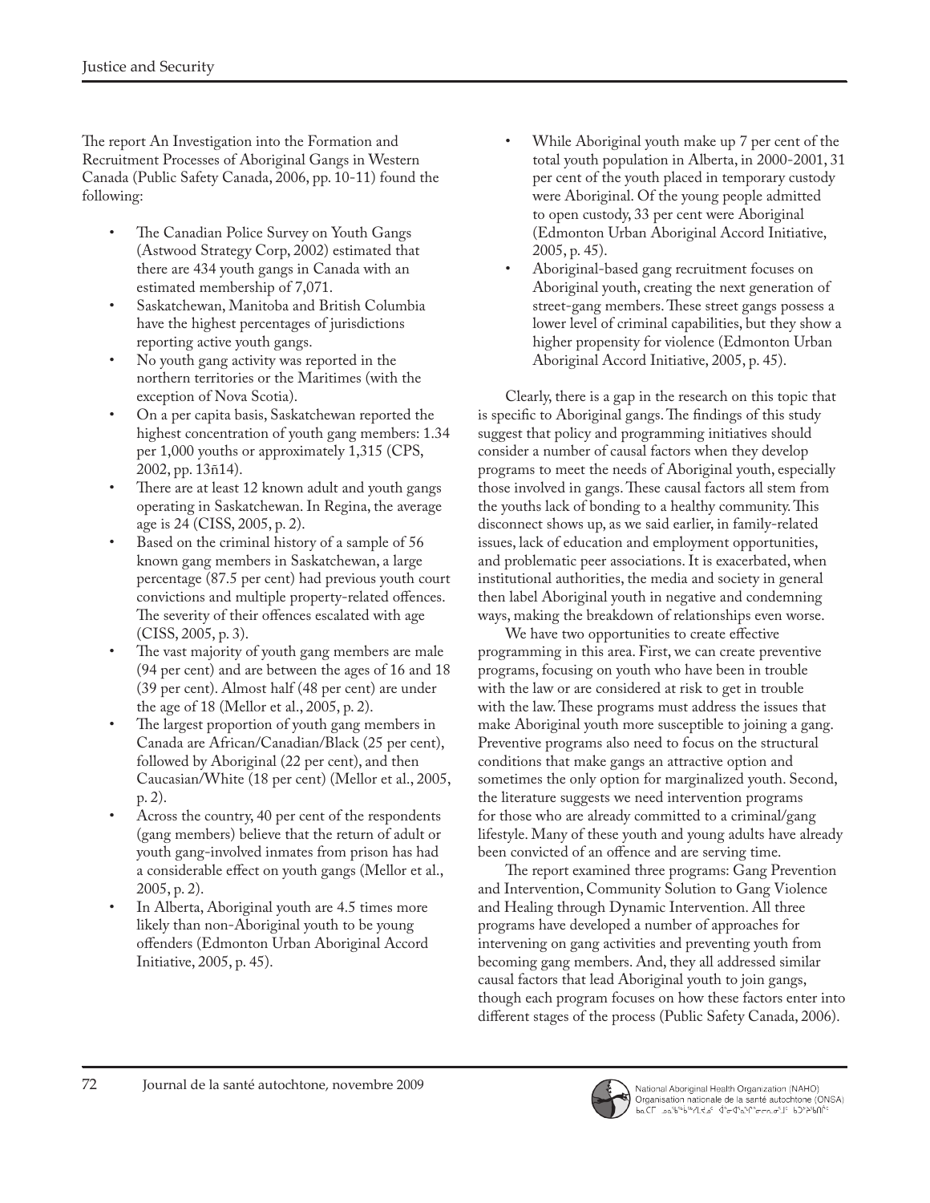The report An Investigation into the Formation and Recruitment Processes of Aboriginal Gangs in Western Canada (Public Safety Canada, 2006, pp. 10-11) found the following:

- The Canadian Police Survey on Youth Gangs (Astwood Strategy Corp, 2002) estimated that there are 434 youth gangs in Canada with an estimated membership of 7,071.
- Saskatchewan, Manitoba and British Columbia have the highest percentages of jurisdictions reporting active youth gangs.
- No youth gang activity was reported in the northern territories or the Maritimes (with the exception of Nova Scotia).
- On a per capita basis, Saskatchewan reported the highest concentration of youth gang members: 1.34 per 1,000 youths or approximately 1,315 (CPS, 2002, pp. 13ñ14).
- There are at least 12 known adult and youth gangs operating in Saskatchewan. In Regina, the average age is 24 (CISS, 2005, p. 2).
- Based on the criminal history of a sample of 56 known gang members in Saskatchewan, a large percentage (87.5 per cent) had previous youth court convictions and multiple property-related offences. The severity of their offences escalated with age (CISS, 2005, p. 3).
- The vast majority of youth gang members are male (94 per cent) and are between the ages of 16 and 18 (39 per cent). Almost half (48 per cent) are under the age of 18 (Mellor et al., 2005, p. 2).
- The largest proportion of youth gang members in Canada are African/Canadian/Black (25 per cent), followed by Aboriginal (22 per cent), and then Caucasian/White (18 per cent) (Mellor et al., 2005, p. 2).
- Across the country, 40 per cent of the respondents (gang members) believe that the return of adult or youth gang-involved inmates from prison has had a considerable effect on youth gangs (Mellor et al., 2005, p. 2).
- In Alberta, Aboriginal youth are 4.5 times more likely than non-Aboriginal youth to be young offenders (Edmonton Urban Aboriginal Accord Initiative, 2005, p. 45).
- While Aboriginal youth make up 7 per cent of the total youth population in Alberta, in 2000-2001, 31 per cent of the youth placed in temporary custody were Aboriginal. Of the young people admitted to open custody, 33 per cent were Aboriginal (Edmonton Urban Aboriginal Accord Initiative, 2005, p. 45).
- Aboriginal-based gang recruitment focuses on Aboriginal youth, creating the next generation of street-gang members. These street gangs possess a lower level of criminal capabilities, but they show a higher propensity for violence (Edmonton Urban Aboriginal Accord Initiative, 2005, p. 45).

Clearly, there is a gap in the research on this topic that is specific to Aboriginal gangs. The findings of this study suggest that policy and programming initiatives should consider a number of causal factors when they develop programs to meet the needs of Aboriginal youth, especially those involved in gangs. These causal factors all stem from the youths lack of bonding to a healthy community. This disconnect shows up, as we said earlier, in family-related issues, lack of education and employment opportunities, and problematic peer associations. It is exacerbated, when institutional authorities, the media and society in general then label Aboriginal youth in negative and condemning ways, making the breakdown of relationships even worse.

We have two opportunities to create effective programming in this area. First, we can create preventive programs, focusing on youth who have been in trouble with the law or are considered at risk to get in trouble with the law. These programs must address the issues that make Aboriginal youth more susceptible to joining a gang. Preventive programs also need to focus on the structural conditions that make gangs an attractive option and sometimes the only option for marginalized youth. Second, the literature suggests we need intervention programs for those who are already committed to a criminal/gang lifestyle. Many of these youth and young adults have already been convicted of an offence and are serving time.

The report examined three programs: Gang Prevention and Intervention, Community Solution to Gang Violence and Healing through Dynamic Intervention. All three programs have developed a number of approaches for intervening on gang activities and preventing youth from becoming gang members. And, they all addressed similar causal factors that lead Aboriginal youth to join gangs, though each program focuses on how these factors enter into different stages of the process (Public Safety Canada, 2006).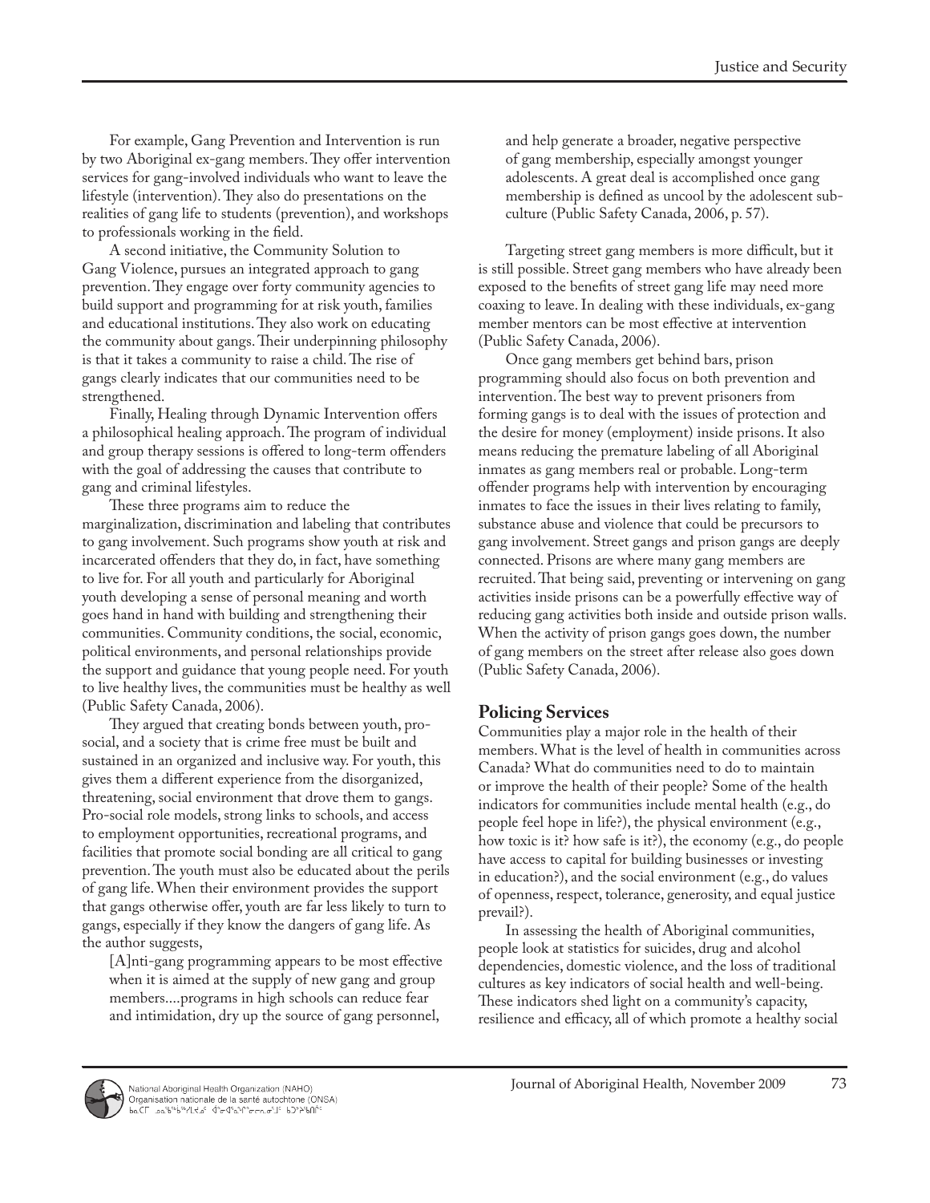For example, Gang Prevention and Intervention is run by two Aboriginal ex-gang members. They offer intervention services for gang-involved individuals who want to leave the lifestyle (intervention). They also do presentations on the realities of gang life to students (prevention), and workshops to professionals working in the field.

A second initiative, the Community Solution to Gang Violence, pursues an integrated approach to gang prevention. They engage over forty community agencies to build support and programming for at risk youth, families and educational institutions. They also work on educating the community about gangs. Their underpinning philosophy is that it takes a community to raise a child. The rise of gangs clearly indicates that our communities need to be strengthened.

Finally, Healing through Dynamic Intervention offers a philosophical healing approach. The program of individual and group therapy sessions is offered to long-term offenders with the goal of addressing the causes that contribute to gang and criminal lifestyles.

These three programs aim to reduce the marginalization, discrimination and labeling that contributes to gang involvement. Such programs show youth at risk and incarcerated offenders that they do, in fact, have something to live for. For all youth and particularly for Aboriginal youth developing a sense of personal meaning and worth goes hand in hand with building and strengthening their communities. Community conditions, the social, economic, political environments, and personal relationships provide the support and guidance that young people need. For youth to live healthy lives, the communities must be healthy as well (Public Safety Canada, 2006).

They argued that creating bonds between youth, pro-social, and a society that is crime free must be built and sustained in an organized and inclusive way. For youth, this gives them a different experience from the disorganized, threatening, social environment that drove them to gangs. Pro-social role models, strong links to schools, and access to employment opportunities, recreational programs, and facilities that promote social bonding are all critical to gang prevention. The youth must also be educated about the perils of gang life. When their environment provides the support that gangs otherwise offer, youth are far less likely to turn to gangs, especially if they know the dangers of gang life. As the author suggests,

> [A]nti-gang programming appears to be most effective when it is aimed at the supply of new gang and group members....programs in high schools can reduce fear and intimidation, dry up the source of gang personnel, and help generate a broader, negative perspective of gang membership, especially amongst younger adolescents. A great deal is accomplished once gang membership is defined as uncool by the adolescent sub-culture (Public Safety Canada, 2006, p. 57).

Targeting street gang members is more difficult, but it is still possible. Street gang members who have already been exposed to the benefits of street gang life may need more coaxing to leave. In dealing with these individuals, ex-gang member mentors can be most effective at intervention (Public Safety Canada, 2006).

Once gang members get behind bars, prison programming should also focus on both prevention and intervention. The best way to prevent prisoners from forming gangs is to deal with the issues of protection and the desire for money (employment) inside prisons. It also means reducing the premature labeling of all Aboriginal inmates as gang members real or probable. Long-term offender programs help with intervention by encouraging inmates to face the issues in their lives relating to family, substance abuse and violence that could be precursors to gang involvement. Street gangs and prison gangs are deeply connected. Prisons are where many gang members are recruited. That being said, preventing or intervening on gang activities inside prisons can be a powerfully effective way of reducing gang activities both inside and outside prison walls. When the activity of prison gangs goes down, the number of gang members on the street after release also goes down (Public Safety Canada, 2006).

## Policing Services

Communities play a major role in the health of their members. What is the level of health in communities across Canada? What do communities need to do to maintain or improve the health of their people? Some of the health indicators for communities include mental health (e.g., do people feel hope in life?), the physical environment (e.g., how toxic is it? how safe is it?), the economy (e.g., do people have access to capital for building businesses or investing in education?), and the social environment (e.g., do values of openness, respect, tolerance, generosity, and equal justice prevail?).

In assessing the health of Aboriginal communities, people look at statistics for suicides, drug and alcohol dependencies, domestic violence, and the loss of traditional cultures as key indicators of social health and well-being. These indicators shed light on a community's capacity, resilience and efficacy, all of which promote a healthy social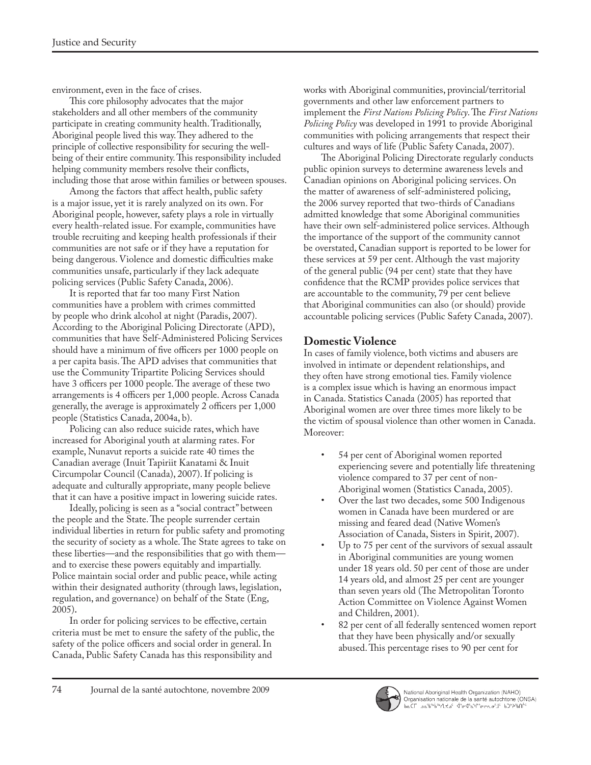environment, even in the face of crises.

This core philosophy advocates that the major stakeholders and all other members of the community participate in creating community health. Traditionally, Aboriginal people lived this way. They adhered to the principle of collective responsibility for securing the well-being of their entire community. This responsibility included helping community members resolve their conflicts, including those that arose within families or between spouses.

Among the factors that affect health, public safety is a major issue, yet it is rarely analyzed on its own. For Aboriginal people, however, safety plays a role in virtually every health-related issue. For example, communities have trouble recruiting and keeping health professionals if their communities are not safe or if they have a reputation for being dangerous. Violence and domestic difficulties make communities unsafe, particularly if they lack adequate policing services (Public Safety Canada, 2006).

It is reported that far too many First Nation communities have a problem with crimes committed by people who drink alcohol at night (Paradis, 2007). According to the Aboriginal Policing Directorate (APD), communities that have Self-Administered Policing Services should have a minimum of five officers per 1000 people on a per capita basis. The APD advises that communities that use the Community Tripartite Policing Services should have 3 officers per 1000 people. The average of these two arrangements is 4 officers per 1,000 people. Across Canada generally, the average is approximately 2 officers per 1,000 people (Statistics Canada, 2004a, b).

Policing can also reduce suicide rates, which have increased for Aboriginal youth at alarming rates. For example, Nunavut reports a suicide rate 40 times the Canadian average (Inuit Tapiriit Kanatami & Inuit Circumpolar Council (Canada), 2007). If policing is adequate and culturally appropriate, many people believe that it can have a positive impact in lowering suicide rates.

Ideally, policing is seen as a "social contract" between the people and the State. The people surrender certain individual liberties in return for public safety and promoting the security of society as a whole. The State agrees to take on these liberties—and the responsibilities that go with them—and to exercise these powers equitably and impartially. Police maintain social order and public peace, while acting within their designated authority (through laws, legislation, regulation, and governance) on behalf of the State (Eng, 2005).

In order for policing services to be effective, certain criteria must be met to ensure the safety of the public, the safety of the police officers and social order in general. In Canada, Public Safety Canada has this responsibility and works with Aboriginal communities, provincial/territorial governments and other law enforcement partners to implement the *First Nations Policing Policy*. The *First Nations Policing Policy* was developed in 1991 to provide Aboriginal communities with policing arrangements that respect their cultures and ways of life (Public Safety Canada, 2007).

The Aboriginal Policing Directorate regularly conducts public opinion surveys to determine awareness levels and Canadian opinions on Aboriginal policing services. On the matter of awareness of self-administered policing, the 2006 survey reported that two-thirds of Canadians admitted knowledge that some Aboriginal communities have their own self-administered police services. Although the importance of the support of the community cannot be overstated, Canadian support is reported to be lower for these services at 59 per cent. Although the vast majority of the general public (94 per cent) state that they have confidence that the RCMP provides police services that are accountable to the community, 79 per cent believe that Aboriginal communities can also (or should) provide accountable policing services (Public Safety Canada, 2007).

## Domestic Violence

In cases of family violence, both victims and abusers are involved in intimate or dependent relationships, and they often have strong emotional ties. Family violence is a complex issue which is having an enormous impact in Canada. Statistics Canada (2005) has reported that Aboriginal women are over three times more likely to be the victim of spousal violence than other women in Canada. Moreover:

- 54 per cent of Aboriginal women reported experiencing severe and potentially life threatening violence compared to 37 per cent of non-Aboriginal women (Statistics Canada, 2005).
- Over the last two decades, some 500 Indigenous women in Canada have been murdered or are missing and feared dead (Native Women's Association of Canada, Sisters in Spirit, 2007).
- Up to 75 per cent of the survivors of sexual assault in Aboriginal communities are young women under 18 years old. 50 per cent of those are under 14 years old, and almost 25 per cent are younger than seven years old (The Metropolitan Toronto Action Committee on Violence Against Women and Children, 2001).
- 82 per cent of all federally sentenced women report that they have been physically and/or sexually abused. This percentage rises to 90 per cent for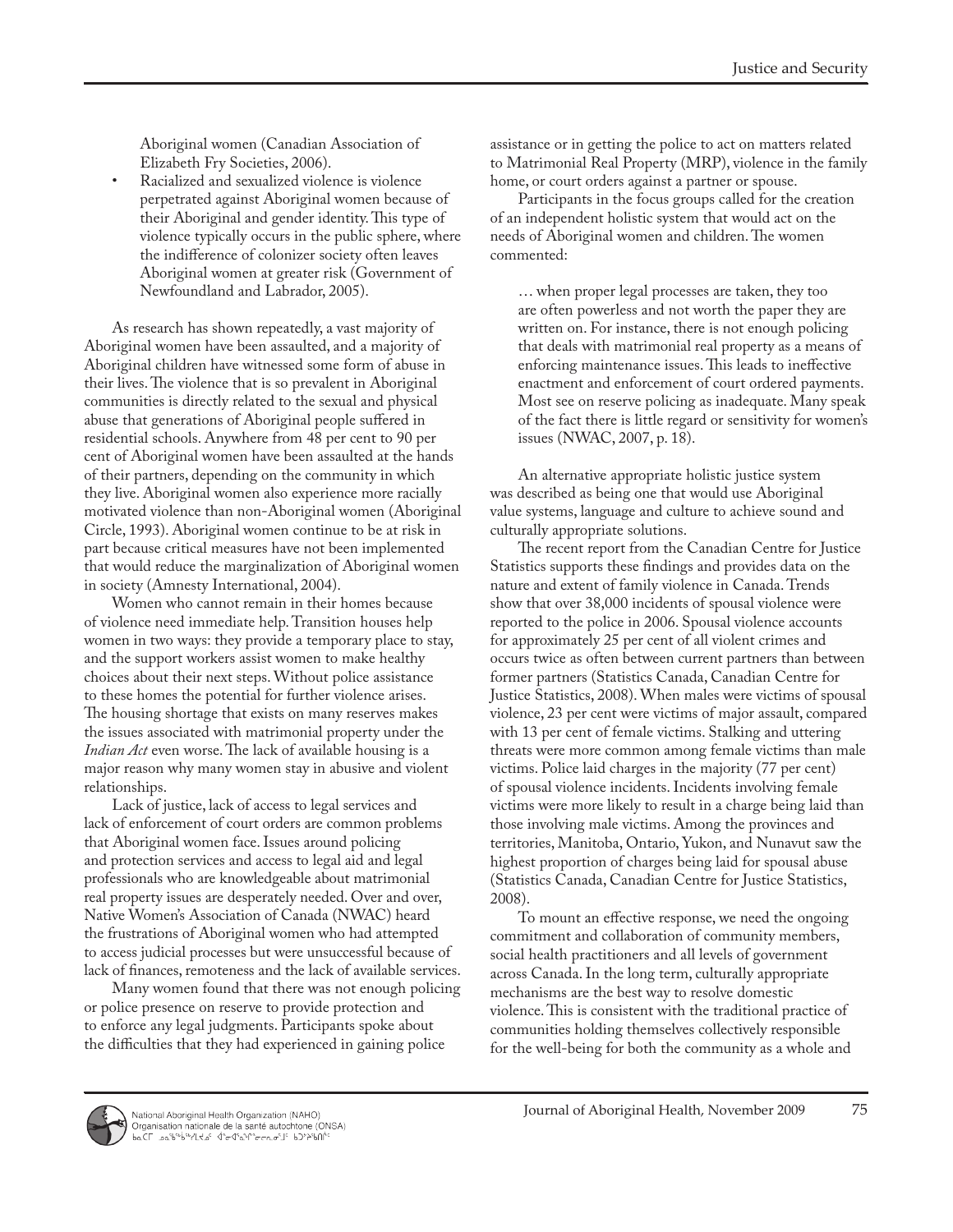Aboriginal women (Canadian Association of Elizabeth Fry Societies, 2006).

- Racialized and sexualized violence is violence perpetrated against Aboriginal women because of their Aboriginal and gender identity. This type of violence typically occurs in the public sphere, where the indifference of colonizer society often leaves Aboriginal women at greater risk (Government of Newfoundland and Labrador, 2005).

As research has shown repeatedly, a vast majority of Aboriginal women have been assaulted, and a majority of Aboriginal children have witnessed some form of abuse in their lives. The violence that is so prevalent in Aboriginal communities is directly related to the sexual and physical abuse that generations of Aboriginal people suffered in residential schools. Anywhere from 48 per cent to 90 per cent of Aboriginal women have been assaulted at the hands of their partners, depending on the community in which they live. Aboriginal women also experience more racially motivated violence than non-Aboriginal women (Aboriginal Circle, 1993). Aboriginal women continue to be at risk in part because critical measures have not been implemented that would reduce the marginalization of Aboriginal women in society (Amnesty International, 2004).

Women who cannot remain in their homes because of violence need immediate help. Transition houses help women in two ways: they provide a temporary place to stay, and the support workers assist women to make healthy choices about their next steps. Without police assistance to these homes the potential for further violence arises. The housing shortage that exists on many reserves makes the issues associated with matrimonial property under the *Indian Act* even worse. The lack of available housing is a major reason why many women stay in abusive and violent relationships.

Lack of justice, lack of access to legal services and lack of enforcement of court orders are common problems that Aboriginal women face. Issues around policing and protection services and access to legal aid and legal professionals who are knowledgeable about matrimonial real property issues are desperately needed. Over and over, Native Women's Association of Canada (NWAC) heard the frustrations of Aboriginal women who had attempted to access judicial processes but were unsuccessful because of lack of finances, remoteness and the lack of available services.

Many women found that there was not enough policing or police presence on reserve to provide protection and to enforce any legal judgments. Participants spoke about the difficulties that they had experienced in gaining police assistance or in getting the police to act on matters related to Matrimonial Real Property (MRP), violence in the family home, or court orders against a partner or spouse.

Participants in the focus groups called for the creation of an independent holistic system that would act on the needs of Aboriginal women and children. The women commented:

> … when proper legal processes are taken, they too are often powerless and not worth the paper they are written on. For instance, there is not enough policing that deals with matrimonial real property as a means of enforcing maintenance issues. This leads to ineffective enactment and enforcement of court ordered payments. Most see on reserve policing as inadequate. Many speak of the fact there is little regard or sensitivity for women's issues (NWAC, 2007, p. 18).

An alternative appropriate holistic justice system was described as being one that would use Aboriginal value systems, language and culture to achieve sound and culturally appropriate solutions.

The recent report from the Canadian Centre for Justice Statistics supports these findings and provides data on the nature and extent of family violence in Canada. Trends show that over 38,000 incidents of spousal violence were reported to the police in 2006. Spousal violence accounts for approximately 25 per cent of all violent crimes and occurs twice as often between current partners than between former partners (Statistics Canada, Canadian Centre for Justice Statistics, 2008). When males were victims of spousal violence, 23 per cent were victims of major assault, compared with 13 per cent of female victims. Stalking and uttering threats were more common among female victims than male victims. Police laid charges in the majority (77 per cent) of spousal violence incidents. Incidents involving female victims were more likely to result in a charge being laid than those involving male victims. Among the provinces and territories, Manitoba, Ontario, Yukon, and Nunavut saw the highest proportion of charges being laid for spousal abuse (Statistics Canada, Canadian Centre for Justice Statistics, 2008).

To mount an effective response, we need the ongoing commitment and collaboration of community members, social health practitioners and all levels of government across Canada. In the long term, culturally appropriate mechanisms are the best way to resolve domestic violence. This is consistent with the traditional practice of communities holding themselves collectively responsible for the well-being for both the community as a whole and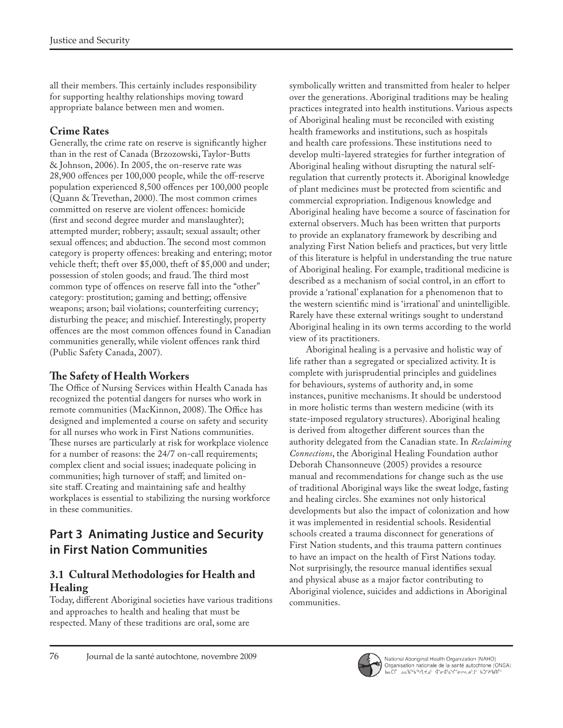all their members. This certainly includes responsibility for supporting healthy relationships moving toward appropriate balance between men and women.

### Crime Rates

Generally, the crime rate on reserve is significantly higher than in the rest of Canada (Brzozowski, Taylor-Butts & Johnson, 2006). In 2005, the on-reserve rate was 28,900 offences per 100,000 people, while the off-reserve population experienced 8,500 offences per 100,000 people (Quann & Trevethan, 2000). The most common crimes committed on reserve are violent offences: homicide (first and second degree murder and manslaughter); attempted murder; robbery; assault; sexual assault; other sexual offences; and abduction. The second most common category is property offences: breaking and entering; motor vehicle theft; theft over $5,000, theft of $5,000 and under; possession of stolen goods; and fraud. The third most common type of offences on reserve fall into the "other" category: prostitution; gaming and betting; offensive weapons; arson; bail violations; counterfeiting currency; disturbing the peace; and mischief. Interestingly, property offences are the most common offences found in Canadian communities generally, while violent offences rank third (Public Safety Canada, 2007).

### The Safety of Health Workers

The Office of Nursing Services within Health Canada has recognized the potential dangers for nurses who work in remote communities (MacKinnon, 2008). The Office has designed and implemented a course on safety and security for all nurses who work in First Nations communities. These nurses are particularly at risk for workplace violence for a number of reasons: the 24/7 on-call requirements; complex client and social issues; inadequate policing in communities; high turnover of staff; and limited on-site staff. Creating and maintaining safe and healthy workplaces is essential to stabilizing the nursing workforce in these communities.

## Part 3 Animating Justice and Security in First Nation Communities

### 3.1 Cultural Methodologies for Health and Healing

Today, different Aboriginal societies have various traditions and approaches to health and healing that must be respected. Many of these traditions are oral, some are symbolically written and transmitted from healer to helper over the generations. Aboriginal traditions may be healing practices integrated into health institutions. Various aspects of Aboriginal healing must be reconciled with existing health frameworks and institutions, such as hospitals and health care professions. These institutions need to develop multi-layered strategies for further integration of Aboriginal healing without disrupting the natural self-regulation that currently protects it. Aboriginal knowledge of plant medicines must be protected from scientific and commercial expropriation. Indigenous knowledge and Aboriginal healing have become a source of fascination for external observers. Much has been written that purports to provide an explanatory framework by describing and analyzing First Nation beliefs and practices, but very little of this literature is helpful in understanding the true nature of Aboriginal healing. For example, traditional medicine is described as a mechanism of social control, in an effort to provide a 'rational' explanation for a phenomenon that to the western scientific mind is 'irrational' and unintelligible. Rarely have these external writings sought to understand Aboriginal healing in its own terms according to the world view of its practitioners.

Aboriginal healing is a pervasive and holistic way of life rather than a segregated or specialized activity. It is complete with jurisprudential principles and guidelines for behaviours, systems of authority and, in some instances, punitive mechanisms. It should be understood in more holistic terms than western medicine (with its state-imposed regulatory structures). Aboriginal healing is derived from altogether different sources than the authority delegated from the Canadian state. In *Reclaiming Connections*, the Aboriginal Healing Foundation author Deborah Chansonneuve (2005) provides a resource manual and recommendations for change such as the use of traditional Aboriginal ways like the sweat lodge, fasting and healing circles. She examines not only historical developments but also the impact of colonization and how it was implemented in residential schools. Residential schools created a trauma disconnect for generations of First Nation students, and this trauma pattern continues to have an impact on the health of First Nations today. Not surprisingly, the resource manual identifies sexual and physical abuse as a major factor contributing to Aboriginal violence, suicides and addictions in Aboriginal communities.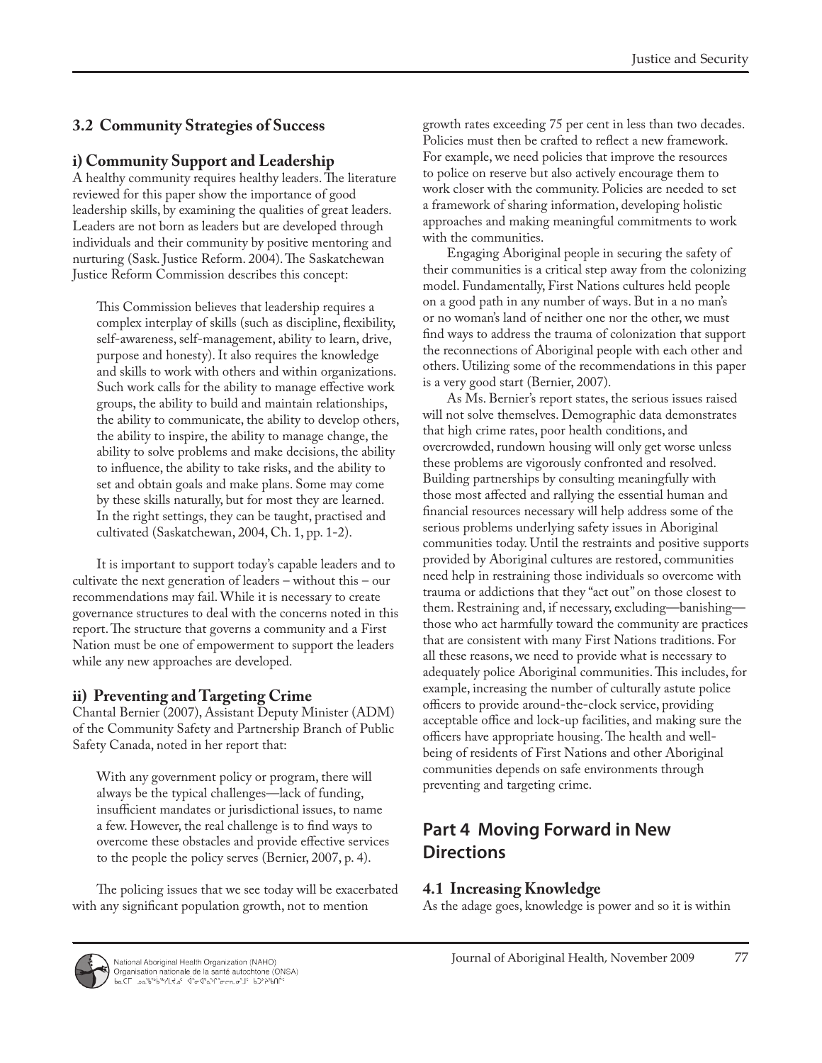### 3.2 Community Strategies of Success

#### i) Community Support and Leadership

A healthy community requires healthy leaders. The literature reviewed for this paper show the importance of good leadership skills, by examining the qualities of great leaders. Leaders are not born as leaders but are developed through individuals and their community by positive mentoring and nurturing (Sask. Justice Reform. 2004). The Saskatchewan Justice Reform Commission describes this concept:

> This Commission believes that leadership requires a complex interplay of skills (such as discipline, flexibility, self-awareness, self-management, ability to learn, drive, purpose and honesty). It also requires the knowledge and skills to work with others and within organizations. Such work calls for the ability to manage effective work groups, the ability to build and maintain relationships, the ability to communicate, the ability to develop others, the ability to inspire, the ability to manage change, the ability to solve problems and make decisions, the ability to influence, the ability to take risks, and the ability to set and obtain goals and make plans. Some may come by these skills naturally, but for most they are learned. In the right settings, they can be taught, practised and cultivated (Saskatchewan, 2004, Ch. 1, pp. 1-2).

It is important to support today's capable leaders and to cultivate the next generation of leaders – without this – our recommendations may fail. While it is necessary to create governance structures to deal with the concerns noted in this report. The structure that governs a community and a First Nation must be one of empowerment to support the leaders while any new approaches are developed.

#### ii) Preventing and Targeting Crime

Chantal Bernier (2007), Assistant Deputy Minister (ADM) of the Community Safety and Partnership Branch of Public Safety Canada, noted in her report that:

> With any government policy or program, there will always be the typical challenges—lack of funding, insufficient mandates or jurisdictional issues, to name a few. However, the real challenge is to find ways to overcome these obstacles and provide effective services to the people the policy serves (Bernier, 2007, p. 4).

The policing issues that we see today will be exacerbated with any significant population growth, not to mention growth rates exceeding 75 per cent in less than two decades. Policies must then be crafted to reflect a new framework. For example, we need policies that improve the resources to police on reserve but also actively encourage them to work closer with the community. Policies are needed to set a framework of sharing information, developing holistic approaches and making meaningful commitments to work with the communities.

Engaging Aboriginal people in securing the safety of their communities is a critical step away from the colonizing model. Fundamentally, First Nations cultures held people on a good path in any number of ways. But in a no man's or no woman's land of neither one nor the other, we must find ways to address the trauma of colonization that support the reconnections of Aboriginal people with each other and others. Utilizing some of the recommendations in this paper is a very good start (Bernier, 2007).

As Ms. Bernier's report states, the serious issues raised will not solve themselves. Demographic data demonstrates that high crime rates, poor health conditions, and overcrowded, rundown housing will only get worse unless these problems are vigorously confronted and resolved. Building partnerships by consulting meaningfully with those most affected and rallying the essential human and financial resources necessary will help address some of the serious problems underlying safety issues in Aboriginal communities today. Until the restraints and positive supports provided by Aboriginal cultures are restored, communities need help in restraining those individuals so overcome with trauma or addictions that they "act out" on those closest to them. Restraining and, if necessary, excluding—banishing—those who act harmfully toward the community are practices that are consistent with many First Nations traditions. For all these reasons, we need to provide what is necessary to adequately police Aboriginal communities. This includes, for example, increasing the number of culturally astute police officers to provide around-the-clock service, providing acceptable office and lock-up facilities, and making sure the officers have appropriate housing. The health and well-being of residents of First Nations and other Aboriginal communities depends on safe environments through preventing and targeting crime.

## Part 4 Moving Forward in New Directions

### 4.1 Increasing Knowledge

As the adage goes, knowledge is power and so it is within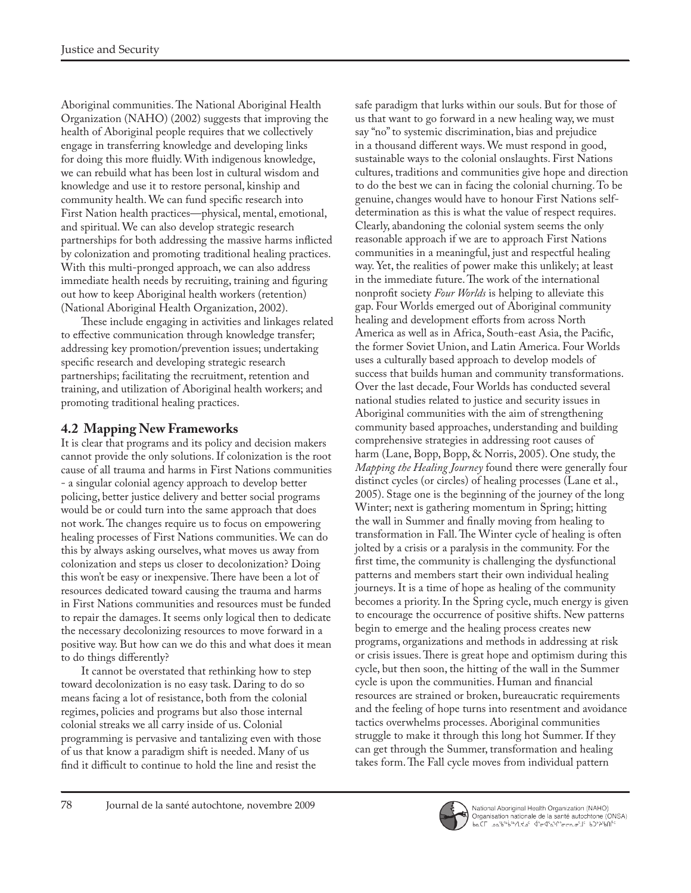Aboriginal communities. The National Aboriginal Health Organization (NAHO) (2002) suggests that improving the health of Aboriginal people requires that we collectively engage in transferring knowledge and developing links for doing this more fluidly. With indigenous knowledge, we can rebuild what has been lost in cultural wisdom and knowledge and use it to restore personal, kinship and community health. We can fund specific research into First Nation health practices—physical, mental, emotional, and spiritual. We can also develop strategic research partnerships for both addressing the massive harms inflicted by colonization and promoting traditional healing practices. With this multi-pronged approach, we can also address immediate health needs by recruiting, training and figuring out how to keep Aboriginal health workers (retention) (National Aboriginal Health Organization, 2002).

These include engaging in activities and linkages related to effective communication through knowledge transfer; addressing key promotion/prevention issues; undertaking specific research and developing strategic research partnerships; facilitating the recruitment, retention and training, and utilization of Aboriginal health workers; and promoting traditional healing practices.

## 4.2 Mapping New Frameworks

It is clear that programs and its policy and decision makers cannot provide the only solutions. If colonization is the root cause of all trauma and harms in First Nations communities - a singular colonial agency approach to develop better policing, better justice delivery and better social programs would be or could turn into the same approach that does not work. The changes require us to focus on empowering healing processes of First Nations communities. We can do this by always asking ourselves, what moves us away from colonization and steps us closer to decolonization? Doing this won't be easy or inexpensive. There have been a lot of resources dedicated toward causing the trauma and harms in First Nations communities and resources must be funded to repair the damages. It seems only logical then to dedicate the necessary decolonizing resources to move forward in a positive way. But how can we do this and what does it mean to do things differently?

It cannot be overstated that rethinking how to step toward decolonization is no easy task. Daring to do so means facing a lot of resistance, both from the colonial regimes, policies and programs but also those internal colonial streaks we all carry inside of us. Colonial programming is pervasive and tantalizing even with those of us that know a paradigm shift is needed. Many of us find it difficult to continue to hold the line and resist the safe paradigm that lurks within our souls. But for those of us that want to go forward in a new healing way, we must say "no" to systemic discrimination, bias and prejudice in a thousand different ways. We must respond in good, sustainable ways to the colonial onslaughts. First Nations cultures, traditions and communities give hope and direction to do the best we can in facing the colonial churning. To be genuine, changes would have to honour First Nations self-determination as this is what the value of respect requires. Clearly, abandoning the colonial system seems the only reasonable approach if we are to approach First Nations communities in a meaningful, just and respectful healing way. Yet, the realities of power make this unlikely; at least in the immediate future. The work of the international nonprofit society *Four Worlds* is helping to alleviate this gap. Four Worlds emerged out of Aboriginal community healing and development efforts from across North America as well as in Africa, South-east Asia, the Pacific, the former Soviet Union, and Latin America. Four Worlds uses a culturally based approach to develop models of success that builds human and community transformations. Over the last decade, Four Worlds has conducted several national studies related to justice and security issues in Aboriginal communities with the aim of strengthening community based approaches, understanding and building comprehensive strategies in addressing root causes of harm (Lane, Bopp, Bopp, & Norris, 2005). One study, the *Mapping the Healing Journey* found there were generally four distinct cycles (or circles) of healing processes (Lane et al., 2005). Stage one is the beginning of the journey of the long Winter; next is gathering momentum in Spring; hitting the wall in Summer and finally moving from healing to transformation in Fall. The Winter cycle of healing is often jolted by a crisis or a paralysis in the community. For the first time, the community is challenging the dysfunctional patterns and members start their own individual healing journeys. It is a time of hope as healing of the community becomes a priority. In the Spring cycle, much energy is given to encourage the occurrence of positive shifts. New patterns begin to emerge and the healing process creates new programs, organizations and methods in addressing at risk or crisis issues. There is great hope and optimism during this cycle, but then soon, the hitting of the wall in the Summer cycle is upon the communities. Human and financial resources are strained or broken, bureaucratic requirements and the feeling of hope turns into resentment and avoidance tactics overwhelms processes. Aboriginal communities struggle to make it through this long hot Summer. If they can get through the Summer, transformation and healing takes form. The Fall cycle moves from individual pattern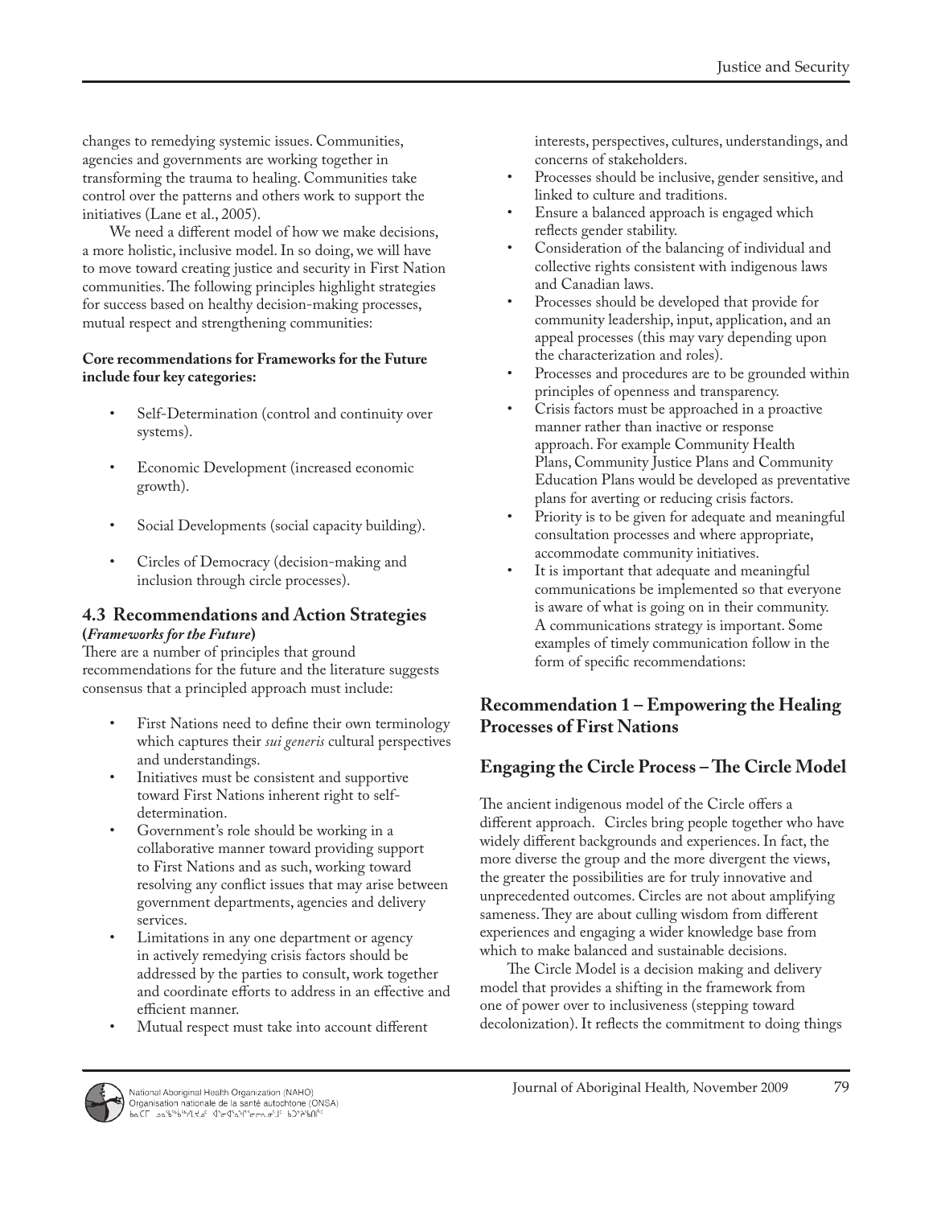changes to remedying systemic issues. Communities, agencies and governments are working together in transforming the trauma to healing. Communities take control over the patterns and others work to support the initiatives (Lane et al., 2005).

We need a different model of how we make decisions, a more holistic, inclusive model. In so doing, we will have to move toward creating justice and security in First Nation communities. The following principles highlight strategies for success based on healthy decision-making processes, mutual respect and strengthening communities:

**Core recommendations for Frameworks for the Future include four key categories:**

- Self-Determination (control and continuity over systems).
- Economic Development (increased economic growth).
- Social Developments (social capacity building).
- Circles of Democracy (decision-making and inclusion through circle processes).

## 4.3 Recommendations and Action Strategies (*Frameworks for the Future*)

There are a number of principles that ground recommendations for the future and the literature suggests consensus that a principled approach must include:

- First Nations need to define their own terminology which captures their *sui generis* cultural perspectives and understandings.
- Initiatives must be consistent and supportive toward First Nations inherent right to self-determination.
- Government's role should be working in a collaborative manner toward providing support to First Nations and as such, working toward resolving any conflict issues that may arise between government departments, agencies and delivery services.
- Limitations in any one department or agency in actively remedying crisis factors should be addressed by the parties to consult, work together and coordinate efforts to address in an effective and efficient manner.
- Mutual respect must take into account different interests, perspectives, cultures, understandings, and concerns of stakeholders.
- Processes should be inclusive, gender sensitive, and linked to culture and traditions.
- Ensure a balanced approach is engaged which reflects gender stability.
- Consideration of the balancing of individual and collective rights consistent with indigenous laws and Canadian laws.
- Processes should be developed that provide for community leadership, input, application, and an appeal processes (this may vary depending upon the characterization and roles).
- Processes and procedures are to be grounded within principles of openness and transparency.
- Crisis factors must be approached in a proactive manner rather than inactive or response approach. For example Community Health Plans, Community Justice Plans and Community Education Plans would be developed as preventative plans for averting or reducing crisis factors.
- Priority is to be given for adequate and meaningful consultation processes and where appropriate, accommodate community initiatives.
- It is important that adequate and meaningful communications be implemented so that everyone is aware of what is going on in their community. A communications strategy is important. Some examples of timely communication follow in the form of specific recommendations:

## Recommendation 1 – Empowering the Healing Processes of First Nations

## Engaging the Circle Process – The Circle Model

The ancient indigenous model of the Circle offers a different approach. Circles bring people together who have widely different backgrounds and experiences. In fact, the more diverse the group and the more divergent the views, the greater the possibilities are for truly innovative and unprecedented outcomes. Circles are not about amplifying sameness. They are about culling wisdom from different experiences and engaging a wider knowledge base from which to make balanced and sustainable decisions.

The Circle Model is a decision making and delivery model that provides a shifting in the framework from one of power over to inclusiveness (stepping toward decolonization). It reflects the commitment to doing things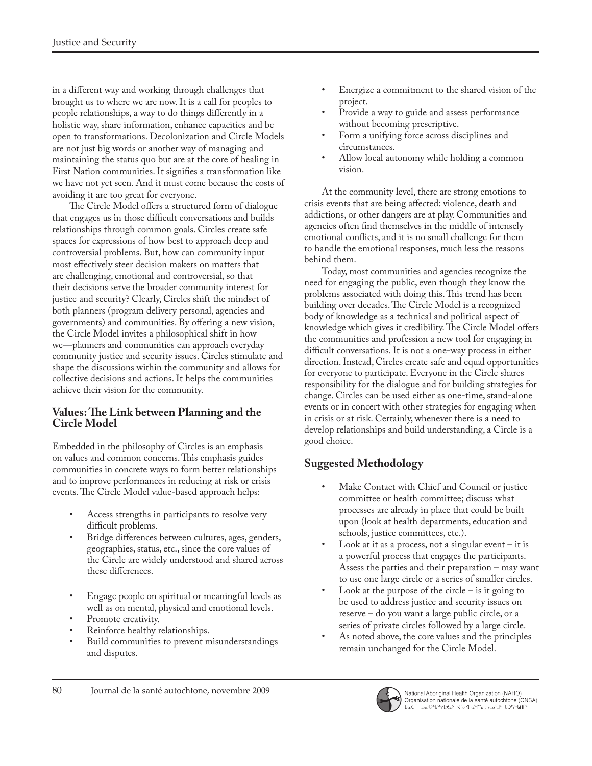in a different way and working through challenges that brought us to where we are now. It is a call for peoples to people relationships, a way to do things differently in a holistic way, share information, enhance capacities and be open to transformations. Decolonization and Circle Models are not just big words or another way of managing and maintaining the status quo but are at the core of healing in First Nation communities. It signifies a transformation like we have not yet seen. And it must come because the costs of avoiding it are too great for everyone.

The Circle Model offers a structured form of dialogue that engages us in those difficult conversations and builds relationships through common goals. Circles create safe spaces for expressions of how best to approach deep and controversial problems. But, how can community input most effectively steer decision makers on matters that are challenging, emotional and controversial, so that their decisions serve the broader community interest for justice and security? Clearly, Circles shift the mindset of both planners (program delivery personal, agencies and governments) and communities. By offering a new vision, the Circle Model invites a philosophical shift in how we—planners and communities can approach everyday community justice and security issues. Circles stimulate and shape the discussions within the community and allows for collective decisions and actions. It helps the communities achieve their vision for the community.

## Values: The Link between Planning and the Circle Model

Embedded in the philosophy of Circles is an emphasis on values and common concerns. This emphasis guides communities in concrete ways to form better relationships and to improve performances in reducing at risk or crisis events. The Circle Model value-based approach helps:

- Access strengths in participants to resolve very difficult problems.
- Bridge differences between cultures, ages, genders, geographies, status, etc., since the core values of the Circle are widely understood and shared across these differences.
- Engage people on spiritual or meaningful levels as well as on mental, physical and emotional levels.
- Promote creativity.
- Reinforce healthy relationships.
- Build communities to prevent misunderstandings and disputes.
- Energize a commitment to the shared vision of the project.
- Provide a way to guide and assess performance without becoming prescriptive.
- Form a unifying force across disciplines and circumstances.
- Allow local autonomy while holding a common vision.

At the community level, there are strong emotions to crisis events that are being affected: violence, death and addictions, or other dangers are at play. Communities and agencies often find themselves in the middle of intensely emotional conflicts, and it is no small challenge for them to handle the emotional responses, much less the reasons behind them.

Today, most communities and agencies recognize the need for engaging the public, even though they know the problems associated with doing this. This trend has been building over decades. The Circle Model is a recognized body of knowledge as a technical and political aspect of knowledge which gives it credibility. The Circle Model offers the communities and profession a new tool for engaging in difficult conversations. It is not a one-way process in either direction. Instead, Circles create safe and equal opportunities for everyone to participate. Everyone in the Circle shares responsibility for the dialogue and for building strategies for change. Circles can be used either as one-time, stand-alone events or in concert with other strategies for engaging when in crisis or at risk. Certainly, whenever there is a need to develop relationships and build understanding, a Circle is a good choice.

## Suggested Methodology

- Make Contact with Chief and Council or justice committee or health committee; discuss what processes are already in place that could be built upon (look at health departments, education and schools, justice committees, etc.).
- Look at it as a process, not a singular event – it is a powerful process that engages the participants. Assess the parties and their preparation – may want to use one large circle or a series of smaller circles.
- Look at the purpose of the circle – is it going to be used to address justice and security issues on reserve – do you want a large public circle, or a series of private circles followed by a large circle.
- As noted above, the core values and the principles remain unchanged for the Circle Model.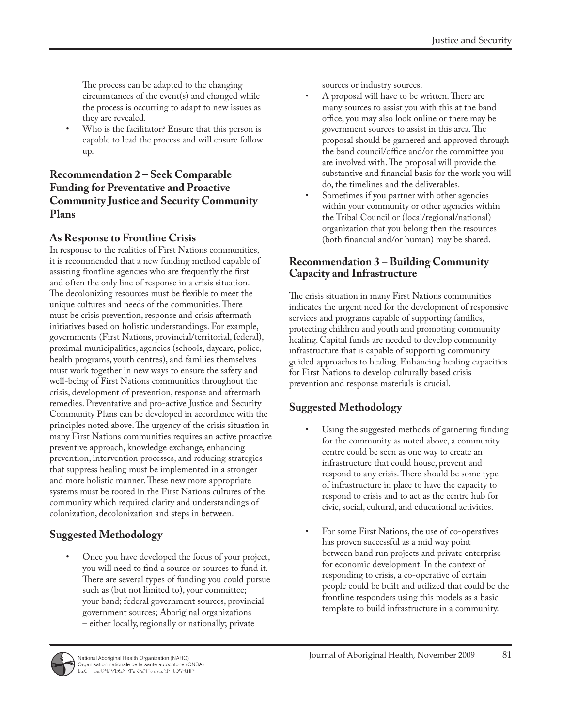The process can be adapted to the changing circumstances of the event(s) and changed while the process is occurring to adapt to new issues as they are revealed.

- Who is the facilitator? Ensure that this person is capable to lead the process and will ensure follow up.

## Recommendation 2 – Seek Comparable Funding for Preventative and Proactive Community Justice and Security Community Plans

### As Response to Frontline Crisis

In response to the realities of First Nations communities, it is recommended that a new funding method capable of assisting frontline agencies who are frequently the first and often the only line of response in a crisis situation. The decolonizing resources must be flexible to meet the unique cultures and needs of the communities. There must be crisis prevention, response and crisis aftermath initiatives based on holistic understandings. For example, governments (First Nations, provincial/territorial, federal), proximal municipalities, agencies (schools, daycare, police, health programs, youth centres), and families themselves must work together in new ways to ensure the safety and well-being of First Nations communities throughout the crisis, development of prevention, response and aftermath remedies. Preventative and pro-active Justice and Security Community Plans can be developed in accordance with the principles noted above. The urgency of the crisis situation in many First Nations communities requires an active proactive preventive approach, knowledge exchange, enhancing prevention, intervention processes, and reducing strategies that suppress healing must be implemented in a stronger and more holistic manner. These new more appropriate systems must be rooted in the First Nations cultures of the community which required clarity and understandings of colonization, decolonization and steps in between.

### Suggested Methodology

- Once you have developed the focus of your project, you will need to find a source or sources to fund it. There are several types of funding you could pursue such as (but not limited to), your committee; your band; federal government sources, provincial government sources; Aboriginal organizations – either locally, regionally or nationally; private sources or industry sources.
- A proposal will have to be written. There are many sources to assist you with this at the band office, you may also look online or there may be government sources to assist in this area. The proposal should be garnered and approved through the band council/office and/or the committee you are involved with. The proposal will provide the substantive and financial basis for the work you will do, the timelines and the deliverables.
- Sometimes if you partner with other agencies within your community or other agencies within the Tribal Council or (local/regional/national) organization that you belong then the resources (both financial and/or human) may be shared.

## Recommendation 3 – Building Community Capacity and Infrastructure

The crisis situation in many First Nations communities indicates the urgent need for the development of responsive services and programs capable of supporting families, protecting children and youth and promoting community healing. Capital funds are needed to develop community infrastructure that is capable of supporting community guided approaches to healing. Enhancing healing capacities for First Nations to develop culturally based crisis prevention and response materials is crucial.

### Suggested Methodology

- Using the suggested methods of garnering funding for the community as noted above, a community centre could be seen as one way to create an infrastructure that could house, prevent and respond to any crisis. There should be some type of infrastructure in place to have the capacity to respond to crisis and to act as the centre hub for civic, social, cultural, and educational activities.
- For some First Nations, the use of co-operatives has proven successful as a mid way point between band run projects and private enterprise for economic development. In the context of responding to crisis, a co-operative of certain people could be built and utilized that could be the frontline responders using this models as a basic template to build infrastructure in a community.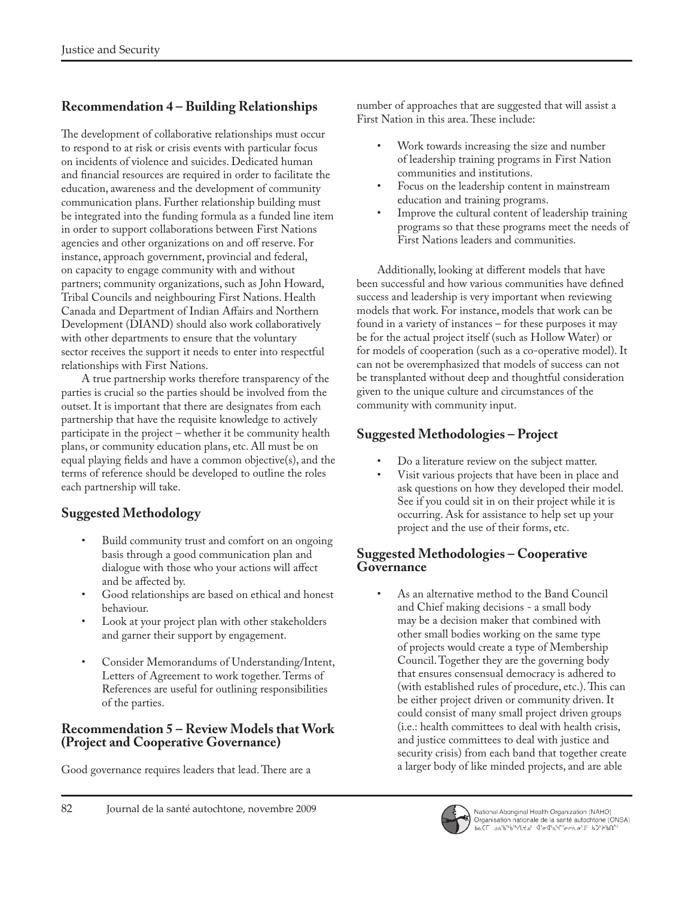## Recommendation 4 – Building Relationships

The development of collaborative relationships must occur to respond to at risk or crisis events with particular focus on incidents of violence and suicides. Dedicated human and financial resources are required in order to facilitate the education, awareness and the development of community communication plans. Further relationship building must be integrated into the funding formula as a funded line item in order to support collaborations between First Nations agencies and other organizations on and off reserve. For instance, approach government, provincial and federal, on capacity to engage community with and without partners; community organizations, such as John Howard, Tribal Councils and neighbouring First Nations. Health Canada and Department of Indian Affairs and Northern Development (DIAND) should also work collaboratively with other departments to ensure that the voluntary sector receives the support it needs to enter into respectful relationships with First Nations.

A true partnership works therefore transparency of the parties is crucial so the parties should be involved from the outset. It is important that there are designates from each partnership that have the requisite knowledge to actively participate in the project – whether it be community health plans, or community education plans, etc. All must be on equal playing fields and have a common objective(s), and the terms of reference should be developed to outline the roles each partnership will take.

## Suggested Methodology

- Build community trust and comfort on an ongoing basis through a good communication plan and dialogue with those who your actions will affect and be affected by.
- Good relationships are based on ethical and honest behaviour.
- Look at your project plan with other stakeholders and garner their support by engagement.
- Consider Memorandums of Understanding/Intent, Letters of Agreement to work together. Terms of References are useful for outlining responsibilities of the parties.

## Recommendation 5 – Review Models that Work (Project and Cooperative Governance)

Good governance requires leaders that lead. There are a number of approaches that are suggested that will assist a First Nation in this area. These include:

- Work towards increasing the size and number of leadership training programs in First Nation communities and institutions.
- Focus on the leadership content in mainstream education and training programs.
- Improve the cultural content of leadership training programs so that these programs meet the needs of First Nations leaders and communities.

Additionally, looking at different models that have been successful and how various communities have defined success and leadership is very important when reviewing models that work. For instance, models that work can be found in a variety of instances – for these purposes it may be for the actual project itself (such as Hollow Water) or for models of cooperation (such as a co-operative model). It can not be overemphasized that models of success can not be transplanted without deep and thoughtful consideration given to the unique culture and circumstances of the community with community input.

## Suggested Methodologies – Project

- Do a literature review on the subject matter.
- Visit various projects that have been in place and ask questions on how they developed their model. See if you could sit in on their project while it is occurring. Ask for assistance to help set up your project and the use of their forms, etc.

## Suggested Methodologies – Cooperative Governance

- As an alternative method to the Band Council and Chief making decisions - a small body may be a decision maker that combined with other small bodies working on the same type of projects would create a type of Membership Council. Together they are the governing body that ensures consensual democracy is adhered to (with established rules of procedure, etc.). This can be either project driven or community driven. It could consist of many small project driven groups (i.e.: health committees to deal with health crisis, and justice committees to deal with justice and security crisis) from each band that together create a larger body of like minded projects, and are able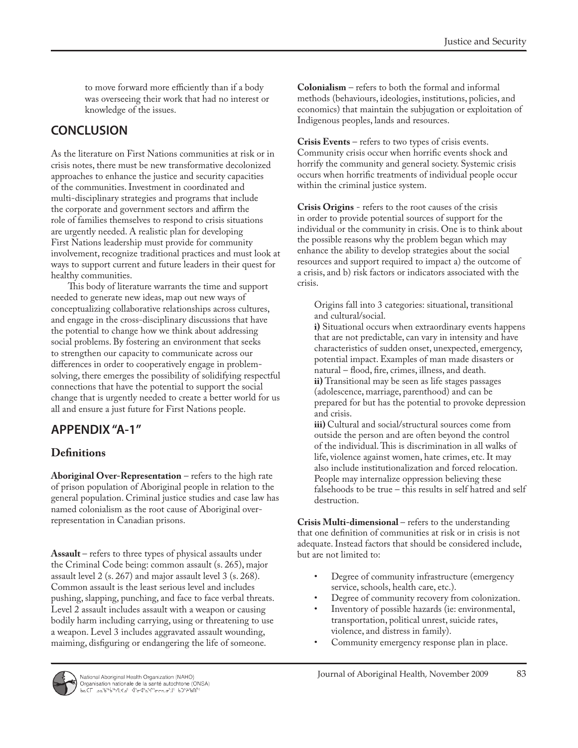to move forward more efficiently than if a body was overseeing their work that had no interest or knowledge of the issues.

## CONCLUSION

As the literature on First Nations communities at risk or in crisis notes, there must be new transformative decolonized approaches to enhance the justice and security capacities of the communities. Investment in coordinated and multi-disciplinary strategies and programs that include the corporate and government sectors and affirm the role of families themselves to respond to crisis situations are urgently needed. A realistic plan for developing First Nations leadership must provide for community involvement, recognize traditional practices and must look at ways to support current and future leaders in their quest for healthy communities.

This body of literature warrants the time and support needed to generate new ideas, map out new ways of conceptualizing collaborative relationships across cultures, and engage in the cross-disciplinary discussions that have the potential to change how we think about addressing social problems. By fostering an environment that seeks to strengthen our capacity to communicate across our differences in order to cooperatively engage in problem-solving, there emerges the possibility of solidifying respectful connections that have the potential to support the social change that is urgently needed to create a better world for us all and ensure a just future for First Nations people.

## APPENDIX "A-1"

### Definitions

**Aboriginal Over-Representation** – refers to the high rate of prison population of Aboriginal people in relation to the general population. Criminal justice studies and case law has named colonialism as the root cause of Aboriginal over-representation in Canadian prisons.

**Assault** – refers to three types of physical assaults under the Criminal Code being: common assault (s. 265), major assault level 2 (s. 267) and major assault level 3 (s. 268). Common assault is the least serious level and includes pushing, slapping, punching, and face to face verbal threats. Level 2 assault includes assault with a weapon or causing bodily harm including carrying, using or threatening to use a weapon. Level 3 includes aggravated assault wounding, maiming, disfiguring or endangering the life of someone.

**Colonialism** – refers to both the formal and informal methods (behaviours, ideologies, institutions, policies, and economics) that maintain the subjugation or exploitation of Indigenous peoples, lands and resources.

**Crisis Events** – refers to two types of crisis events. Community crisis occur when horrific events shock and horrify the community and general society. Systemic crisis occurs when horrific treatments of individual people occur within the criminal justice system.

**Crisis Origins** - refers to the root causes of the crisis in order to provide potential sources of support for the individual or the community in crisis. One is to think about the possible reasons why the problem began which may enhance the ability to develop strategies about the social resources and support required to impact a) the outcome of a crisis, and b) risk factors or indicators associated with the crisis.

Origins fall into 3 categories: situational, transitional and cultural/social.

**i)** Situational occurs when extraordinary events happens that are not predictable, can vary in intensity and have characteristics of sudden onset, unexpected, emergency, potential impact. Examples of man made disasters or natural – flood, fire, crimes, illness, and death.

**ii)** Transitional may be seen as life stages passages (adolescence, marriage, parenthood) and can be prepared for but has the potential to provoke depression and crisis.

**iii)** Cultural and social/structural sources come from outside the person and are often beyond the control of the individual. This is discrimination in all walks of life, violence against women, hate crimes, etc. It may also include institutionalization and forced relocation. People may internalize oppression believing these falsehoods to be true – this results in self hatred and self destruction.

**Crisis Multi-dimensional** – refers to the understanding that one definition of communities at risk or in crisis is not adequate. Instead factors that should be considered include, but are not limited to:

- Degree of community infrastructure (emergency service, schools, health care, etc.).
- Degree of community recovery from colonization.
- Inventory of possible hazards (ie: environmental, transportation, political unrest, suicide rates, violence, and distress in family).
- Community emergency response plan in place.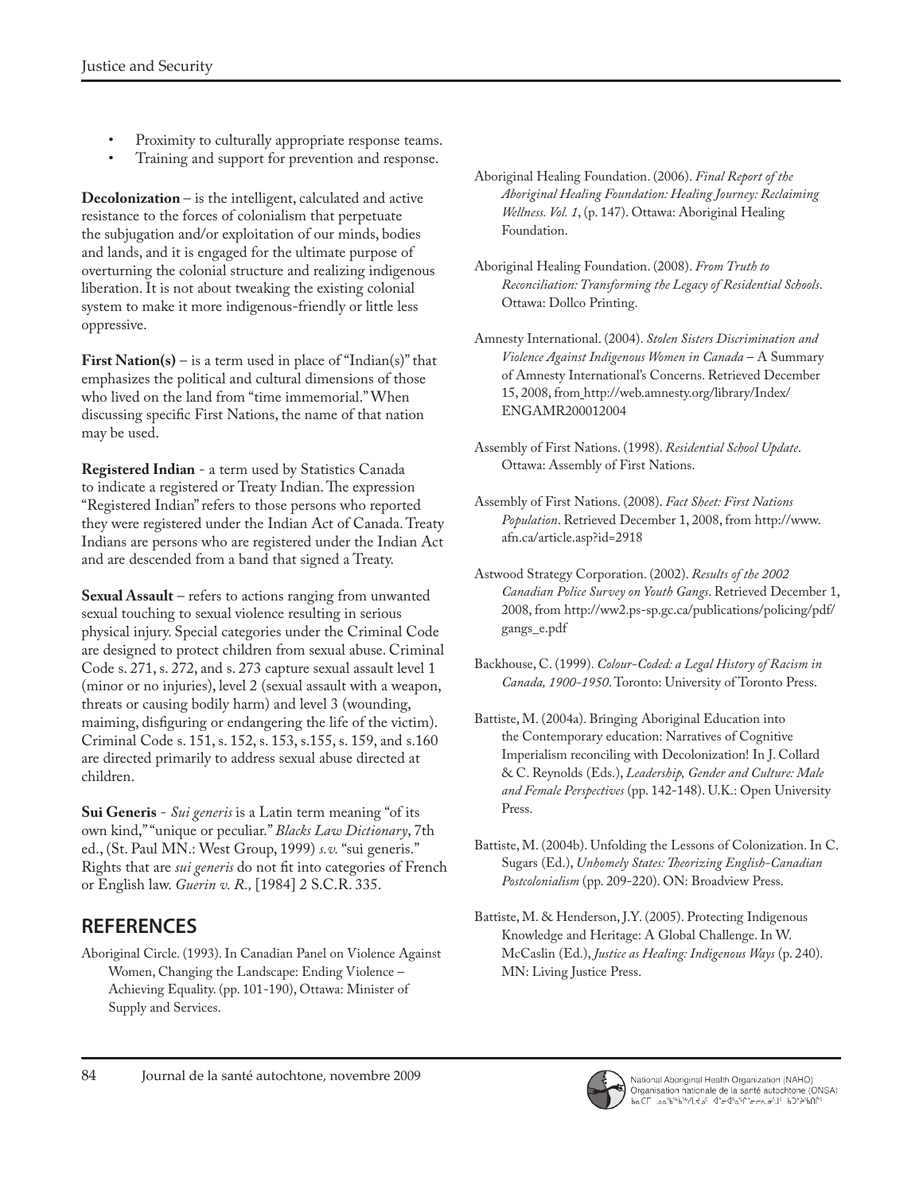- Proximity to culturally appropriate response teams.
- Training and support for prevention and response.

**Decolonization** – is the intelligent, calculated and active resistance to the forces of colonialism that perpetuate the subjugation and/or exploitation of our minds, bodies and lands, and it is engaged for the ultimate purpose of overturning the colonial structure and realizing indigenous liberation. It is not about tweaking the existing colonial system to make it more indigenous-friendly or little less oppressive.

**First Nation(s)** – is a term used in place of "Indian(s)" that emphasizes the political and cultural dimensions of those who lived on the land from "time immemorial." When discussing specific First Nations, the name of that nation may be used.

**Registered Indian** - a term used by Statistics Canada to indicate a registered or Treaty Indian. The expression "Registered Indian" refers to those persons who reported they were registered under the Indian Act of Canada. Treaty Indians are persons who are registered under the Indian Act and are descended from a band that signed a Treaty.

**Sexual Assault** – refers to actions ranging from unwanted sexual touching to sexual violence resulting in serious physical injury. Special categories under the Criminal Code are designed to protect children from sexual abuse. Criminal Code s. 271, s. 272, and s. 273 capture sexual assault level 1 (minor or no injuries), level 2 (sexual assault with a weapon, threats or causing bodily harm) and level 3 (wounding, maiming, disfiguring or endangering the life of the victim). Criminal Code s. 151, s. 152, s. 153, s.155, s. 159, and s.160 are directed primarily to address sexual abuse directed at children.

**Sui Generis** - *Sui generis* is a Latin term meaning "of its own kind," "unique or peculiar." *Blacks Law Dictionary*, 7th ed., (St. Paul MN.: West Group, 1999) *s.v.* "sui generis." Rights that are *sui generis* do not fit into categories of French or English law. *Guerin v. R.,* [1984] 2 S.C.R. 335.

## REFERENCES

Aboriginal Circle. (1993). In Canadian Panel on Violence Against Women, Changing the Landscape: Ending Violence – Achieving Equality. (pp. 101-190), Ottawa: Minister of Supply and Services.

Aboriginal Healing Foundation. (2006). *Final Report of the Aboriginal Healing Foundation: Healing Journey: Reclaiming Wellness. Vol. 1*, (p. 147). Ottawa: Aboriginal Healing Foundation.

Aboriginal Healing Foundation. (2008). *From Truth to Reconciliation: Transforming the Legacy of Residential Schools*. Ottawa: Dollco Printing.

Amnesty International. (2004). *Stolen Sisters Discrimination and Violence Against Indigenous Women in Canada* – A Summary of Amnesty International's Concerns. Retrieved December 15, 2008, from http://web.amnesty.org/library/Index/ENGAMR200012004

Assembly of First Nations. (1998). *Residential School Update*. Ottawa: Assembly of First Nations.

Assembly of First Nations. (2008). *Fact Sheet: First Nations Population*. Retrieved December 1, 2008, from http://www.afn.ca/article.asp?id=2918

Astwood Strategy Corporation. (2002). *Results of the 2002 Canadian Police Survey on Youth Gangs*. Retrieved December 1, 2008, from http://ww2.ps-sp.gc.ca/publications/policing/pdf/gangs_e.pdf

Backhouse, C. (1999). *Colour-Coded: a Legal History of Racism in Canada, 1900-1950*. Toronto: University of Toronto Press.

Battiste, M. (2004a). Bringing Aboriginal Education into the Contemporary education: Narratives of Cognitive Imperialism reconciling with Decolonization! In J. Collard & C. Reynolds (Eds.), *Leadership, Gender and Culture: Male and Female Perspectives* (pp. 142-148). U.K.: Open University Press.

Battiste, M. (2004b). Unfolding the Lessons of Colonization. In C. Sugars (Ed.), *Unhomely States: Theorizing English-Canadian Postcolonialism* (pp. 209-220). ON: Broadview Press.

Battiste, M. & Henderson, J.Y. (2005). Protecting Indigenous Knowledge and Heritage: A Global Challenge. In W. McCaslin (Ed.), *Justice as Healing: Indigenous Ways* (p. 240). MN: Living Justice Press.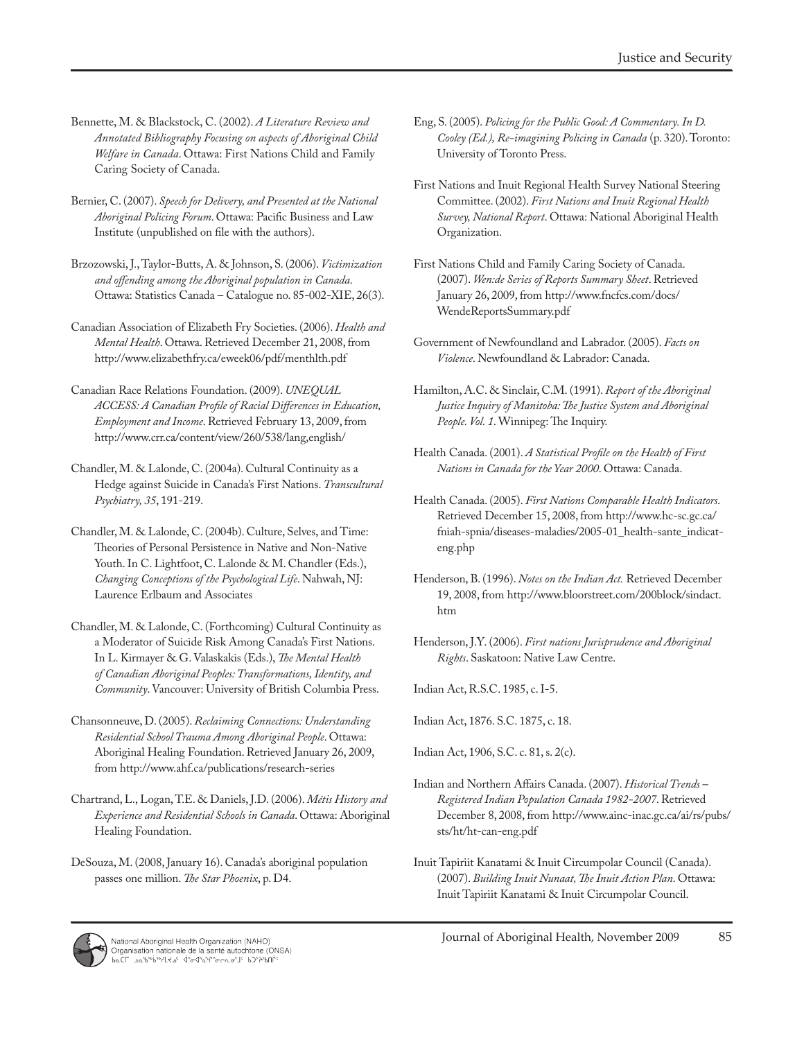Bennette, M. & Blackstock, C. (2002). *A Literature Review and Annotated Bibliography Focusing on aspects of Aboriginal Child Welfare in Canada*. Ottawa: First Nations Child and Family Caring Society of Canada.

Bernier, C. (2007). *Speech for Delivery, and Presented at the National Aboriginal Policing Forum*. Ottawa: Pacific Business and Law Institute (unpublished on file with the authors).

Brzozowski, J., Taylor-Butts, A. & Johnson, S. (2006). *Victimization and offending among the Aboriginal population in Canada*. Ottawa: Statistics Canada – Catalogue no. 85-002-XIE, 26(3).

Canadian Association of Elizabeth Fry Societies. (2006). *Health and Mental Health*. Ottawa. Retrieved December 21, 2008, from http://www.elizabethfry.ca/eweek06/pdf/menthlth.pdf

Canadian Race Relations Foundation. (2009). *UNEQUAL ACCESS: A Canadian Profile of Racial Differences in Education, Employment and Income*. Retrieved February 13, 2009, from http://www.crr.ca/content/view/260/538/lang,english/

Chandler, M. & Lalonde, C. (2004a). Cultural Continuity as a Hedge against Suicide in Canada's First Nations. *Transcultural Psychiatry, 35*, 191-219.

Chandler, M. & Lalonde, C. (2004b). Culture, Selves, and Time: Theories of Personal Persistence in Native and Non-Native Youth. In C. Lightfoot, C. Lalonde & M. Chandler (Eds.), *Changing Conceptions of the Psychological Life*. Nahwah, NJ: Laurence Erlbaum and Associates

Chandler, M. & Lalonde, C. (Forthcoming) Cultural Continuity as a Moderator of Suicide Risk Among Canada's First Nations. In L. Kirmayer & G. Valaskakis (Eds.), *The Mental Health of Canadian Aboriginal Peoples: Transformations, Identity, and Community*. Vancouver: University of British Columbia Press.

Chansonneuve, D. (2005). *Reclaiming Connections: Understanding Residential School Trauma Among Aboriginal People*. Ottawa: Aboriginal Healing Foundation. Retrieved January 26, 2009, from http://www.ahf.ca/publications/research-series

Chartrand, L., Logan, T.E. & Daniels, J.D. (2006). *Métis History and Experience and Residential Schools in Canada*. Ottawa: Aboriginal Healing Foundation.

DeSouza, M. (2008, January 16). Canada's aboriginal population passes one million. *The Star Phoenix*, p. D4.

Eng, S. (2005). *Policing for the Public Good: A Commentary. In D. Cooley (Ed.), Re-imagining Policing in Canada* (p. 320). Toronto: University of Toronto Press.

First Nations and Inuit Regional Health Survey National Steering Committee. (2002). *First Nations and Inuit Regional Health Survey, National Report*. Ottawa: National Aboriginal Health Organization.

First Nations Child and Family Caring Society of Canada. (2007). *Wen:de Series of Reports Summary Sheet*. Retrieved January 26, 2009, from http://www.fncfcs.com/docs/WendeReportsSummary.pdf

Government of Newfoundland and Labrador. (2005). *Facts on Violence*. Newfoundland & Labrador: Canada.

Hamilton, A.C. & Sinclair, C.M. (1991). *Report of the Aboriginal Justice Inquiry of Manitoba: The Justice System and Aboriginal People. Vol. 1*. Winnipeg: The Inquiry.

Health Canada. (2001). *A Statistical Profile on the Health of First Nations in Canada for the Year 2000*. Ottawa: Canada.

Health Canada. (2005). *First Nations Comparable Health Indicators*. Retrieved December 15, 2008, from http://www.hc-sc.gc.ca/fniah-spnia/diseases-maladies/2005-01_health-sante_indicat-eng.php

Henderson, B. (1996). *Notes on the Indian Act.* Retrieved December 19, 2008, from http://www.bloorstreet.com/200block/sindact.htm

Henderson, J.Y. (2006). *First nations Jurisprudence and Aboriginal Rights*. Saskatoon: Native Law Centre.

Indian Act, R.S.C. 1985, c. I-5.

Indian Act, 1876. S.C. 1875, c. 18.

Indian Act, 1906, S.C. c. 81, s. 2(c).

Indian and Northern Affairs Canada. (2007). *Historical Trends – Registered Indian Population Canada 1982-2007*. Retrieved December 8, 2008, from http://www.ainc-inac.gc.ca/ai/rs/pubs/sts/ht/ht-can-eng.pdf

Inuit Tapiriit Kanatami & Inuit Circumpolar Council (Canada). (2007). *Building Inuit Nunaat, The Inuit Action Plan*. Ottawa: Inuit Tapiriit Kanatami & Inuit Circumpolar Council.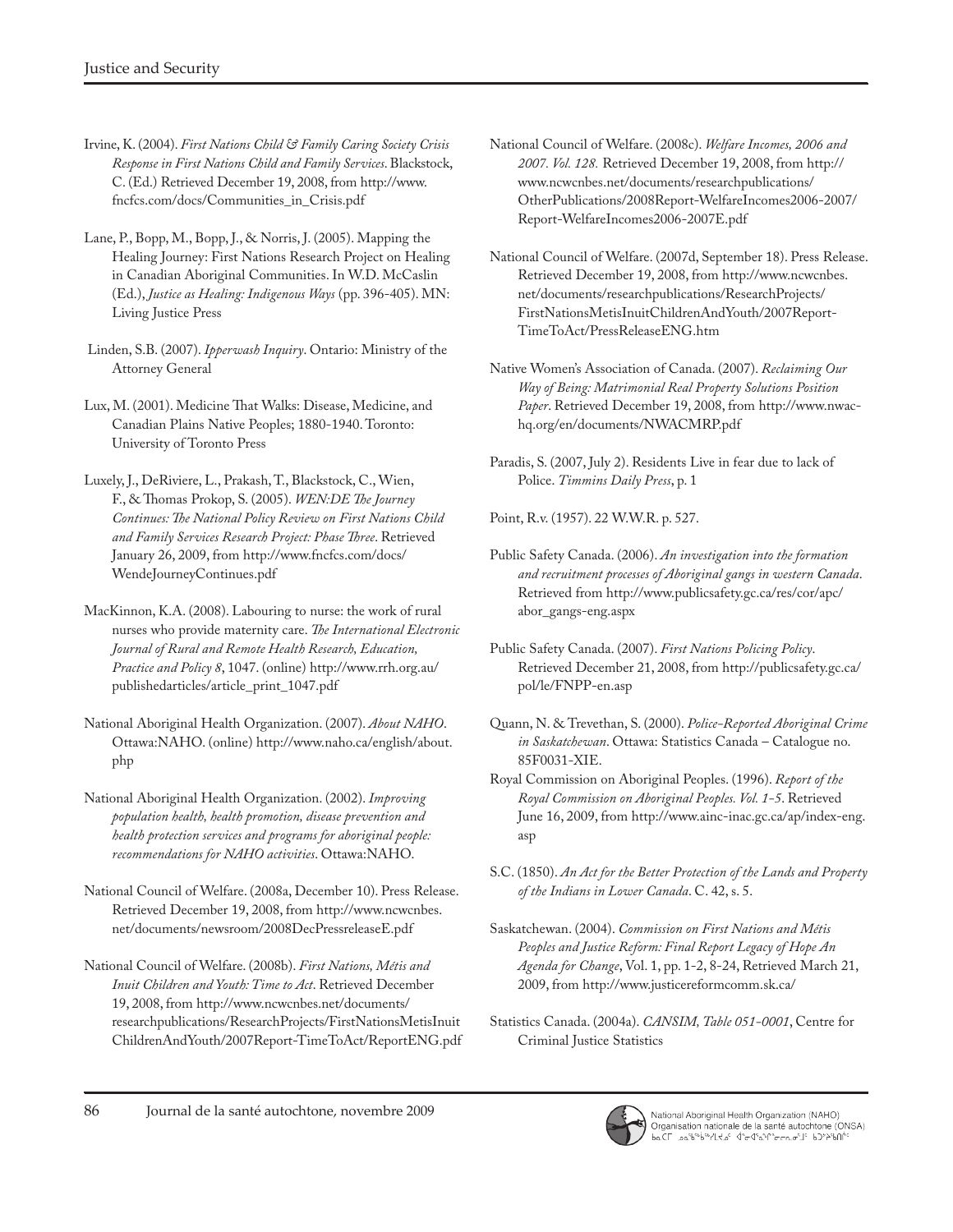Irvine, K. (2004). *First Nations Child & Family Caring Society Crisis Response in First Nations Child and Family Services*. Blackstock, C. (Ed.) Retrieved December 19, 2008, from http://www.fncfcs.com/docs/Communities_in_Crisis.pdf

Lane, P., Bopp, M., Bopp, J., & Norris, J. (2005). Mapping the Healing Journey: First Nations Research Project on Healing in Canadian Aboriginal Communities. In W.D. McCaslin (Ed.), *Justice as Healing: Indigenous Ways* (pp. 396-405). MN: Living Justice Press

Linden, S.B. (2007). *Ipperwash Inquiry*. Ontario: Ministry of the Attorney General

Lux, M. (2001). Medicine That Walks: Disease, Medicine, and Canadian Plains Native Peoples; 1880-1940. Toronto: University of Toronto Press

Luxely, J., DeRiviere, L., Prakash, T., Blackstock, C., Wien, F., & Thomas Prokop, S. (2005). *WEN:DE The Journey Continues: The National Policy Review on First Nations Child and Family Services Research Project: Phase Three*. Retrieved January 26, 2009, from http://www.fncfcs.com/docs/WendeJourneyContinues.pdf

MacKinnon, K.A. (2008). Labouring to nurse: the work of rural nurses who provide maternity care. *The International Electronic Journal of Rural and Remote Health Research, Education, Practice and Policy 8*, 1047. (online) http://www.rrh.org.au/publishedarticles/article_print_1047.pdf

National Aboriginal Health Organization. (2007). *About NAHO*. Ottawa:NAHO. (online) http://www.naho.ca/english/about.php

National Aboriginal Health Organization. (2002). *Improving population health, health promotion, disease prevention and health protection services and programs for aboriginal people: recommendations for NAHO activities*. Ottawa:NAHO.

National Council of Welfare. (2008a, December 10). Press Release. Retrieved December 19, 2008, from http://www.ncwcnbes.net/documents/newsroom/2008DecPressreleaseE.pdf

National Council of Welfare. (2008b). *First Nations, Métis and Inuit Children and Youth: Time to Act*. Retrieved December 19, 2008, from http://www.ncwcnbes.net/documents/researchpublications/ResearchProjects/FirstNationsMetisInuitChildrenAndYouth/2007Report-TimeToAct/ReportENG.pdf

National Council of Welfare. (2008c). *Welfare Incomes, 2006 and 2007. Vol. 128.* Retrieved December 19, 2008, from http://www.ncwcnbes.net/documents/researchpublications/OtherPublications/2008Report-WelfareIncomes2006-2007/Report-WelfareIncomes2006-2007E.pdf

National Council of Welfare. (2007d, September 18). Press Release. Retrieved December 19, 2008, from http://www.ncwcnbes.net/documents/researchpublications/ResearchProjects/FirstNationsMetisInuitChildrenAndYouth/2007Report-TimeToAct/PressReleaseENG.htm

Native Women's Association of Canada. (2007). *Reclaiming Our Way of Being: Matrimonial Real Property Solutions Position Paper*. Retrieved December 19, 2008, from http://www.nwac-hq.org/en/documents/NWACMRP.pdf

Paradis, S. (2007, July 2). Residents Live in fear due to lack of Police. *Timmins Daily Press*, p. 1

Point, R.v. (1957). 22 W.W.R. p. 527.

Public Safety Canada. (2006). *An investigation into the formation and recruitment processes of Aboriginal gangs in western Canada*. Retrieved from http://www.publicsafety.gc.ca/res/cor/apc/abor_gangs-eng.aspx

Public Safety Canada. (2007). *First Nations Policing Policy*. Retrieved December 21, 2008, from http://publicsafety.gc.ca/pol/le/FNPP-en.asp

Quann, N. & Trevethan, S. (2000). *Police-Reported Aboriginal Crime in Saskatchewan*. Ottawa: Statistics Canada – Catalogue no. 85F0031-XIE.

Royal Commission on Aboriginal Peoples. (1996). *Report of the Royal Commission on Aboriginal Peoples. Vol. 1-5*. Retrieved June 16, 2009, from http://www.ainc-inac.gc.ca/ap/index-eng.asp

S.C. (1850). *An Act for the Better Protection of the Lands and Property of the Indians in Lower Canada*. C. 42, s. 5.

Saskatchewan. (2004). *Commission on First Nations and Métis Peoples and Justice Reform: Final Report Legacy of Hope An Agenda for Change*, Vol. 1, pp. 1-2, 8-24, Retrieved March 21, 2009, from http://www.justicereformcomm.sk.ca/

Statistics Canada. (2004a). *CANSIM, Table 051-0001*, Centre for Criminal Justice Statistics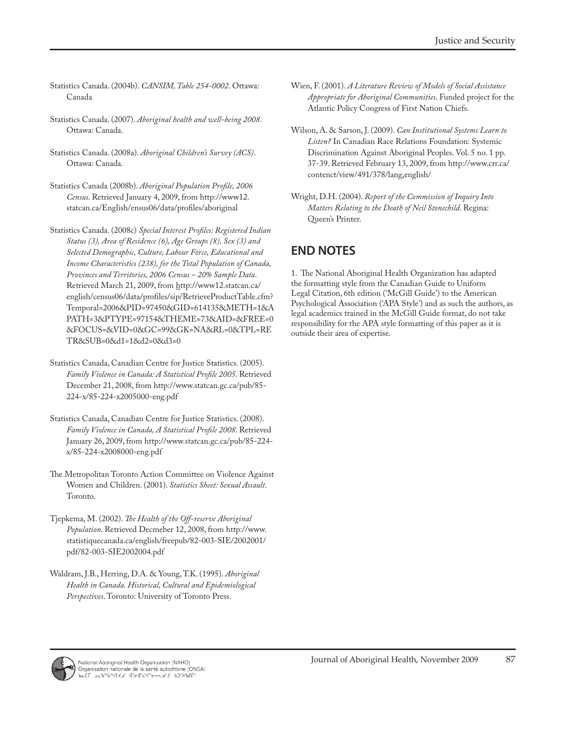Statistics Canada. (2004b). *CANSIM, Table 254-0002*. Ottawa: Canada

Statistics Canada. (2007). *Aboriginal health and well-being 2008*. Ottawa: Canada.

Statistics Canada. (2008a). *Aboriginal Children's Survey (ACS)*. Ottawa: Canada.

Statistics Canada (2008b). *Aboriginal Population Profile, 2006 Census*. Retrieved January 4, 2009, from http://www12.statcan.ca/English/ensus06/data/profiles/aboriginal

Statistics Canada. (2008c) *Special Interest Profiles: Registered Indian Status (3), Area of Residence (6), Age Groups (8), Sex (3) and Selected Demographic, Culture, Labour Force, Educational and Income Characteristics (238), for the Total Population of Canada, Provinces and Territories, 2006 Census – 20% Sample Data*. Retrieved March 21, 2009, from http://www12.statcan.ca/english/census06/data/profiles/sip/RetrieveProductTable.cfm?Temporal=2006&PID=97450&GID=614135&METH=1&APATH=3&PTYPE=97154&THEME=73&AID=&FREE=0&FOCUS=&VID=0&GC=99&GK=NA&RL=0&TPL=RETR&SUB=0&d1=1&d2=0&d3=0

Statistics Canada, Canadian Centre for Justice Statistics. (2005). *Family Violence in Canada: A Statistical Profile 2005*. Retrieved December 21, 2008, from http://www.statcan.gc.ca/pub/85-224-x/85-224-x2005000-eng.pdf

Statistics Canada, Canadian Centre for Justice Statistics. (2008). *Family Violence in Canada, A Statistical Profile 2008*. Retrieved January 26, 2009, from http://www.statcan.gc.ca/pub/85-224-x/85-224-x2008000-eng.pdf

The Metropolitan Toronto Action Committee on Violence Against Women and Children. (2001). *Statistics Sheet: Sexual Assault*. Toronto.

Tjepkema, M. (2002). *The Health of the Off-reserve Aboriginal Population*. Retrieved Decmeber 12, 2008, from http://www.statistiquecanada.ca/english/freepub/82-003-SIE/2002001/pdf/82-003-SIE2002004.pdf

Waldram, J.B., Herring, D.A. & Young, T.K. (1995). *Aboriginal Health in Canada. Historical, Cultural and Epidemiological Perspectives*. Toronto: University of Toronto Press.

Wien, F. (2001). *A Literature Review of Models of Social Assistance Appropriate for Aboriginal Communities*. Funded project for the Atlantic Policy Congress of First Nation Chiefs.

Wilson, A. & Sarson, J. (2009). *Can Institutional Systems Learn to Listen?* In Canadian Race Relations Foundation: Systemic Discrimination Against Aboriginal Peoples. Vol. 5 no. 1 pp. 37-39. Retrieved February 13, 2009, from http://www.crr.ca/contenct/view/491/378/lang,english/

Wright, D.H. (2004). *Report of the Commission of Inquiry Into Matters Relating to the Death of Neil Stonechild*. Regina: Queen's Printer.

## END NOTES

1. The National Aboriginal Health Organization has adapted the formatting style from the Canadian Guide to Uniform Legal Citation, 6th edition ('McGill Guide') to the American Psychological Association ('APA Style') and as such the authors, as legal academics trained in the McGill Guide format, do not take responsibility for the APA style formatting of this paper as it is outside their area of expertise.